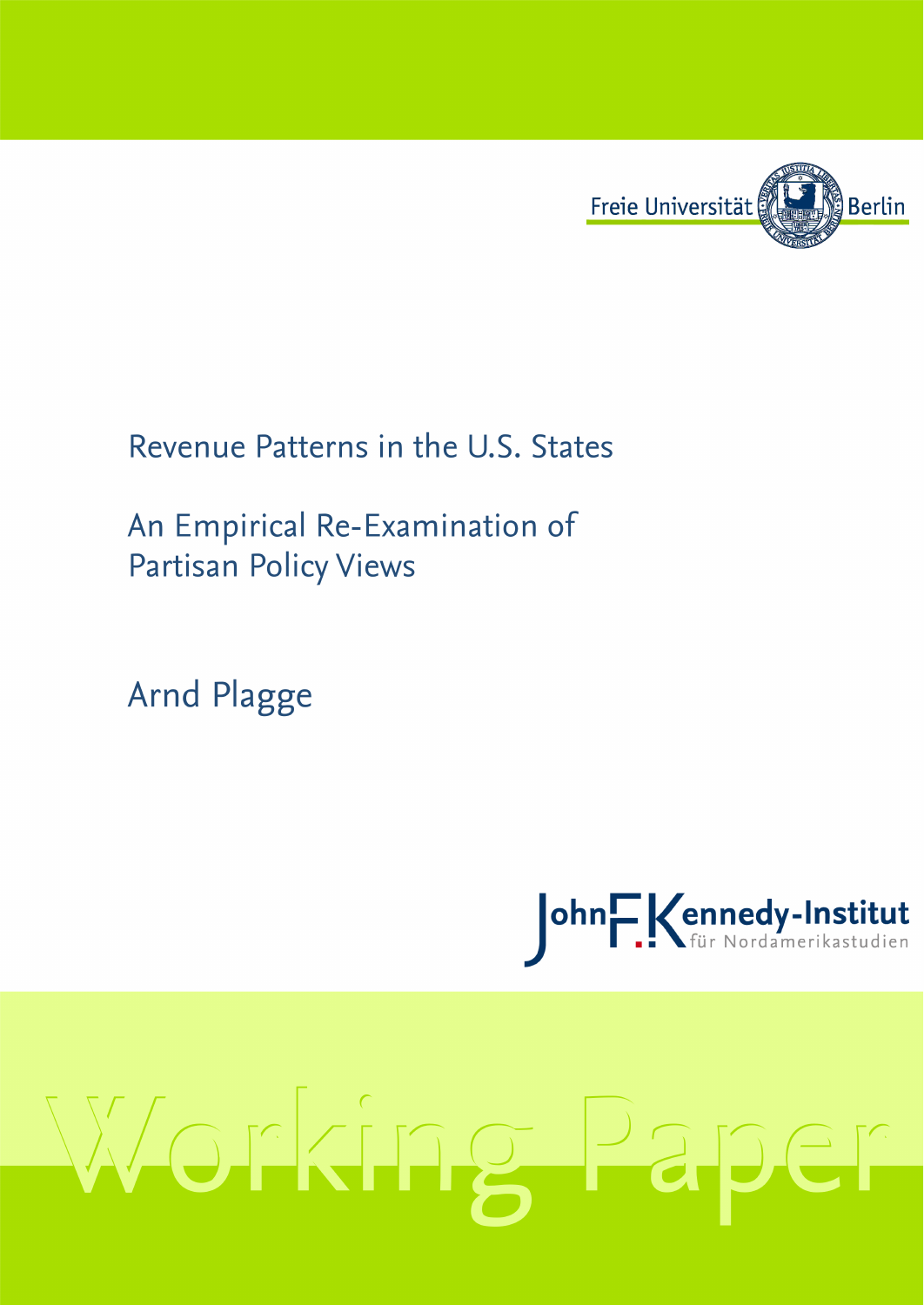Freie Universität Berlin

# Revenue Patterns in the U.S. States

## An Empirical Re-Examination of Partisan Policy Views

Arnd Plagge

John F. Kennedy-Institut für Nordamerikastudien

Working Paper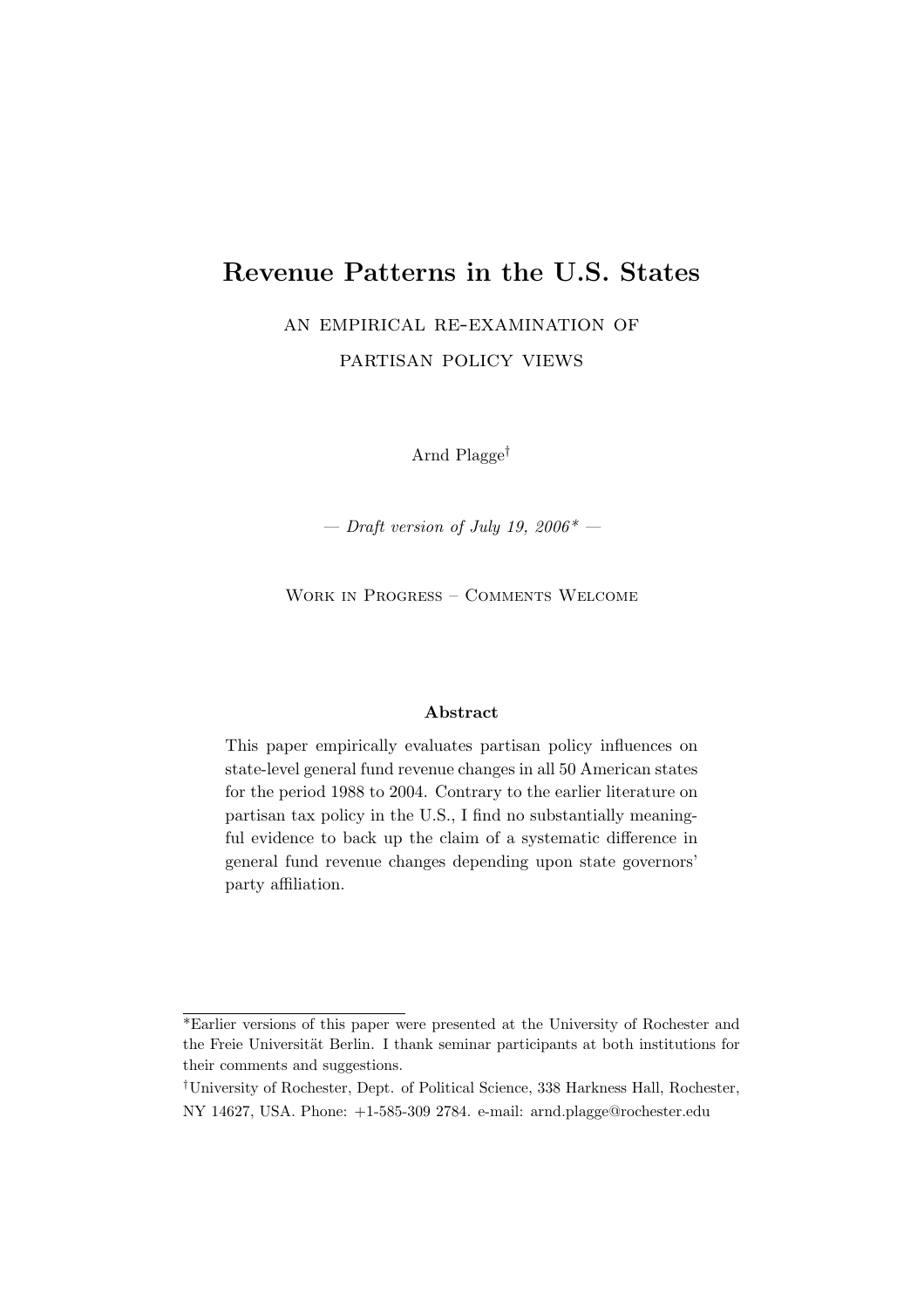# Revenue Patterns in the U.S. States

AN EMPIRICAL RE-EXAMINATION OF

PARTISAN POLICY VIEWS

Arnd Plagge[†]

— *Draft version of July 19, 2006\** —

Work in Progress – Comments Welcome

**Abstract**

This paper empirically evaluates partisan policy influences on state-level general fund revenue changes in all 50 American states for the period 1988 to 2004. Contrary to the earlier literature on partisan tax policy in the U.S., I find no substantially meaningful evidence to back up the claim of a systematic difference in general fund revenue changes depending upon state governors' party affiliation.

---

\*Earlier versions of this paper were presented at the University of Rochester and the Freie Universität Berlin. I thank seminar participants at both institutions for their comments and suggestions.

[†]University of Rochester, Dept. of Political Science, 338 Harkness Hall, Rochester, NY 14627, USA. Phone: +1-585-309 2784. e-mail: arnd.plagge@rochester.edu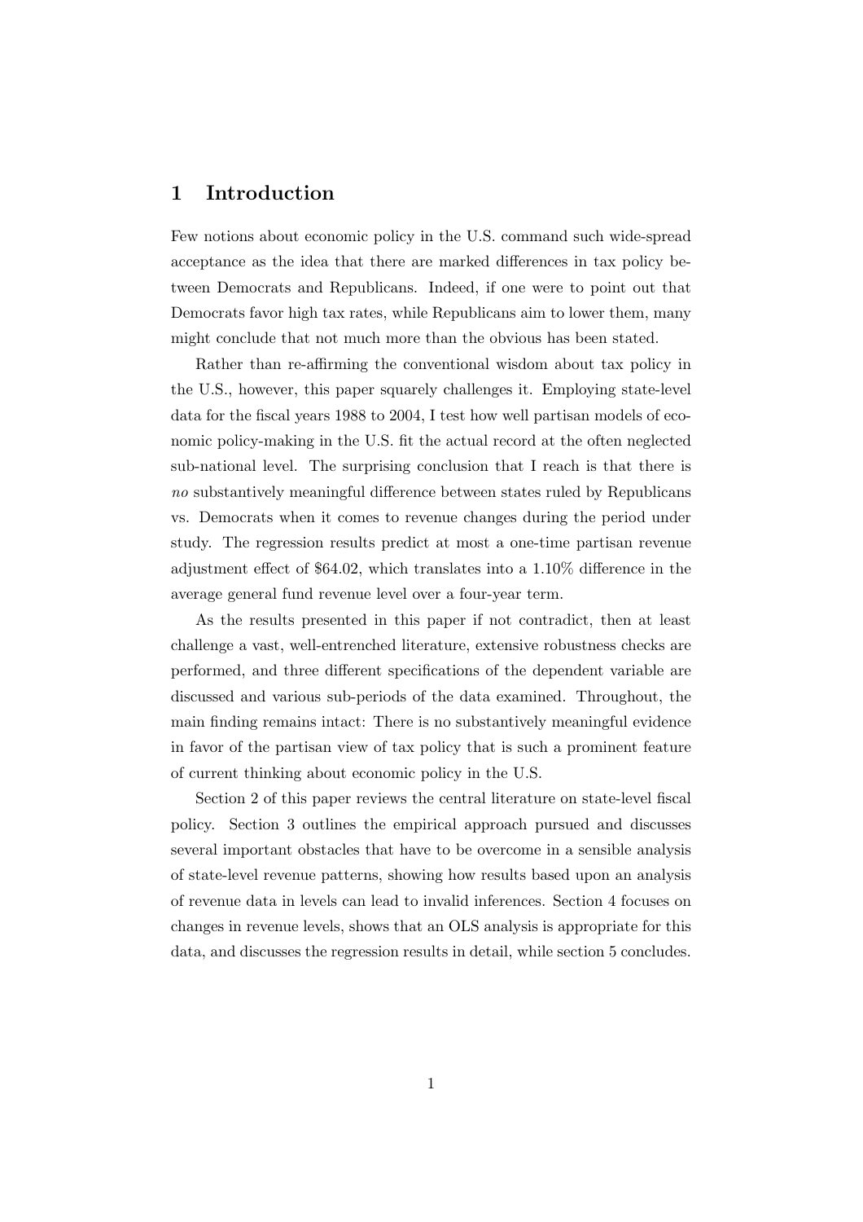# 1 Introduction

Few notions about economic policy in the U.S. command such wide-spread acceptance as the idea that there are marked differences in tax policy between Democrats and Republicans. Indeed, if one were to point out that Democrats favor high tax rates, while Republicans aim to lower them, many might conclude that not much more than the obvious has been stated.

Rather than re-affirming the conventional wisdom about tax policy in the U.S., however, this paper squarely challenges it. Employing state-level data for the fiscal years 1988 to 2004, I test how well partisan models of economic policy-making in the U.S. fit the actual record at the often neglected sub-national level. The surprising conclusion that I reach is that there is *no* substantively meaningful difference between states ruled by Republicans vs. Democrats when it comes to revenue changes during the period under study. The regression results predict at most a one-time partisan revenue adjustment effect of $64.02, which translates into a 1.10% difference in the average general fund revenue level over a four-year term.

As the results presented in this paper if not contradict, then at least challenge a vast, well-entrenched literature, extensive robustness checks are performed, and three different specifications of the dependent variable are discussed and various sub-periods of the data examined. Throughout, the main finding remains intact: There is no substantively meaningful evidence in favor of the partisan view of tax policy that is such a prominent feature of current thinking about economic policy in the U.S.

Section 2 of this paper reviews the central literature on state-level fiscal policy. Section 3 outlines the empirical approach pursued and discusses several important obstacles that have to be overcome in a sensible analysis of state-level revenue patterns, showing how results based upon an analysis of revenue data in levels can lead to invalid inferences. Section 4 focuses on changes in revenue levels, shows that an OLS analysis is appropriate for this data, and discusses the regression results in detail, while section 5 concludes.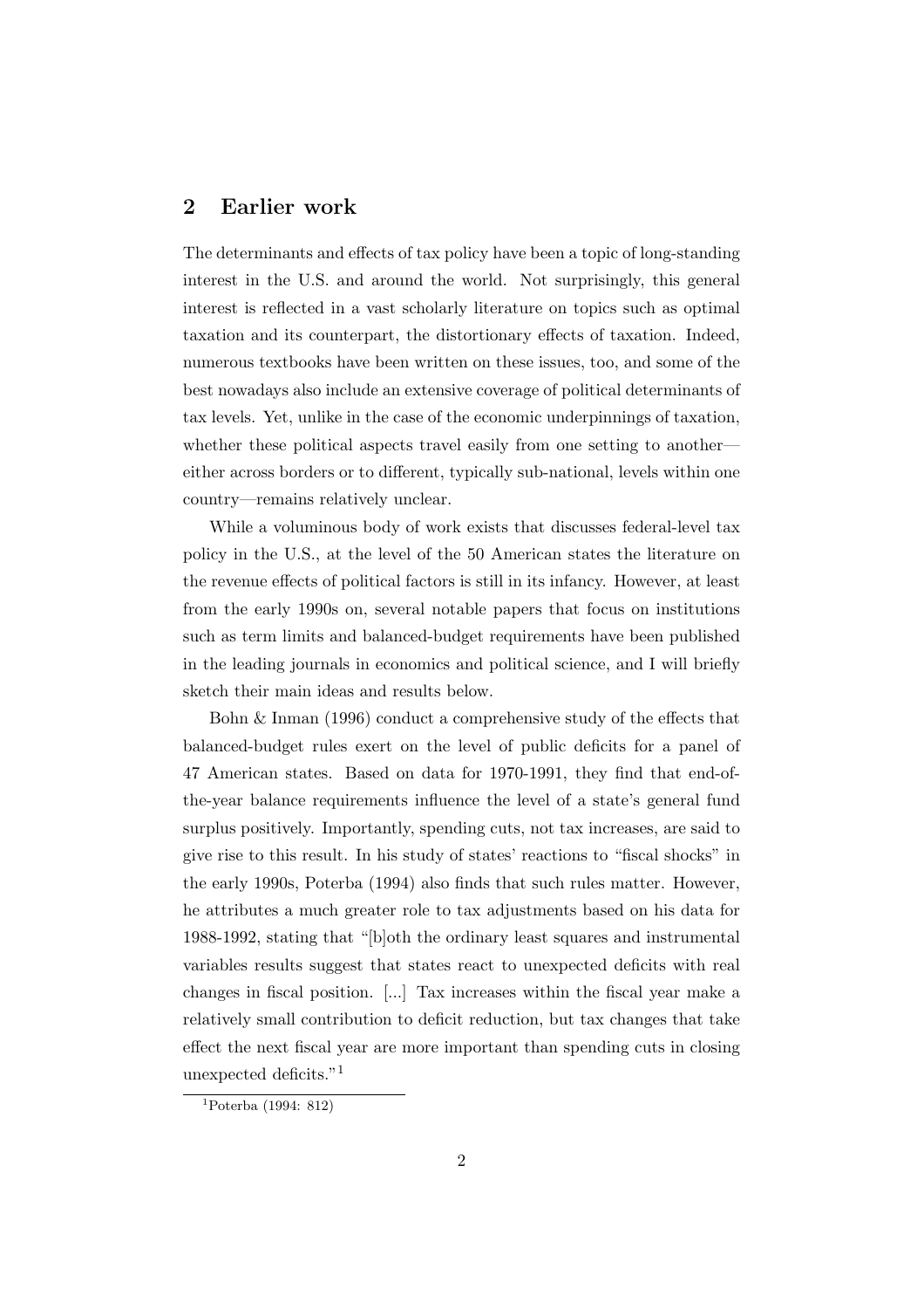## 2 Earlier work

The determinants and effects of tax policy have been a topic of long-standing interest in the U.S. and around the world. Not surprisingly, this general interest is reflected in a vast scholarly literature on topics such as optimal taxation and its counterpart, the distortionary effects of taxation. Indeed, numerous textbooks have been written on these issues, too, and some of the best nowadays also include an extensive coverage of political determinants of tax levels. Yet, unlike in the case of the economic underpinnings of taxation, whether these political aspects travel easily from one setting to another—either across borders or to different, typically sub-national, levels within one country—remains relatively unclear.

While a voluminous body of work exists that discusses federal-level tax policy in the U.S., at the level of the 50 American states the literature on the revenue effects of political factors is still in its infancy. However, at least from the early 1990s on, several notable papers that focus on institutions such as term limits and balanced-budget requirements have been published in the leading journals in economics and political science, and I will briefly sketch their main ideas and results below.

Bohn & Inman (1996) conduct a comprehensive study of the effects that balanced-budget rules exert on the level of public deficits for a panel of 47 American states. Based on data for 1970-1991, they find that end-of-the-year balance requirements influence the level of a state's general fund surplus positively. Importantly, spending cuts, not tax increases, are said to give rise to this result. In his study of states' reactions to "fiscal shocks" in the early 1990s, Poterba (1994) also finds that such rules matter. However, he attributes a much greater role to tax adjustments based on his data for 1988-1992, stating that "[b]oth the ordinary least squares and instrumental variables results suggest that states react to unexpected deficits with real changes in fiscal position. [...] Tax increases within the fiscal year make a relatively small contribution to deficit reduction, but tax changes that take effect the next fiscal year are more important than spending cuts in closing unexpected deficits."[1]

[1]Poterba (1994: 812)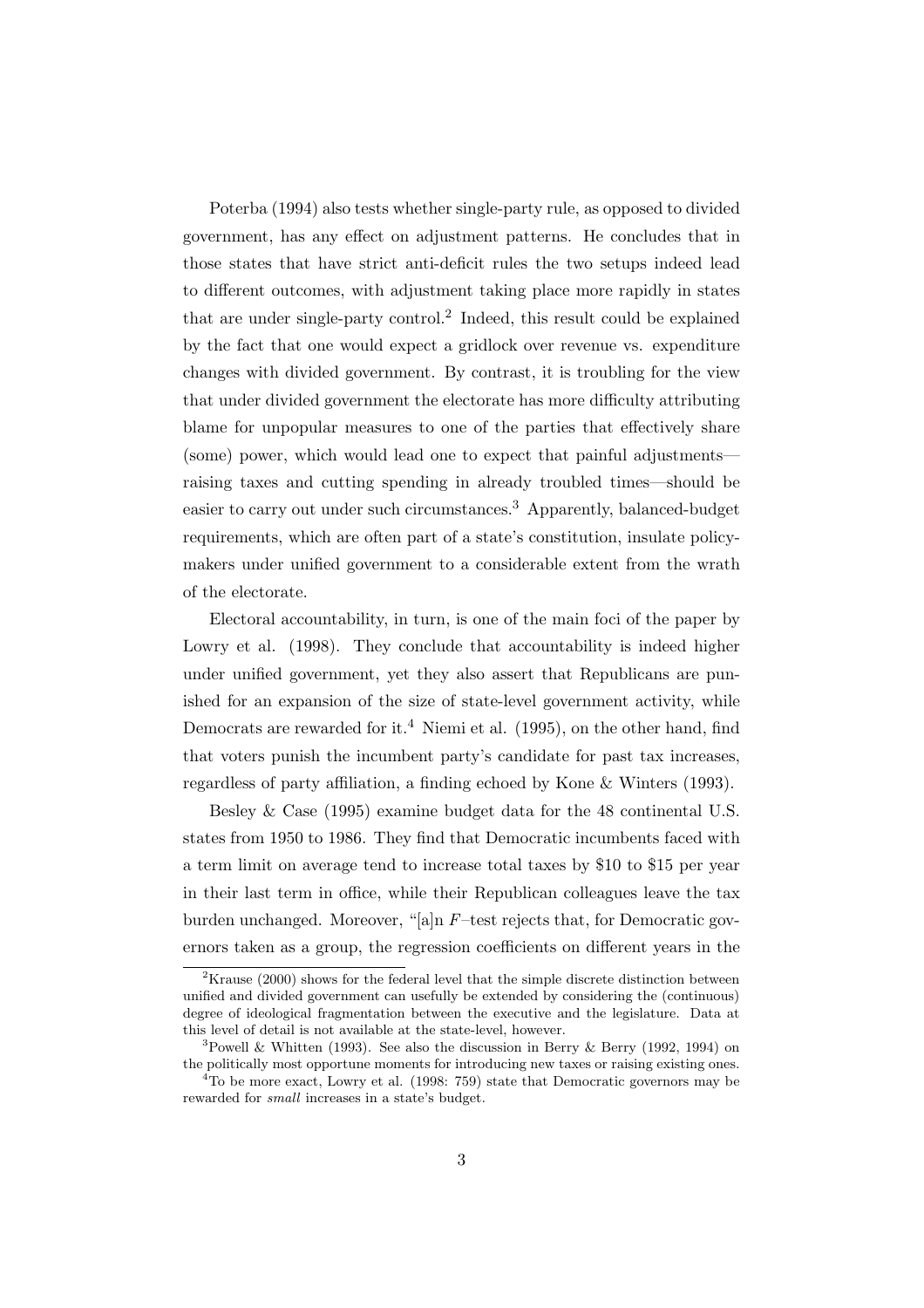Poterba (1994) also tests whether single-party rule, as opposed to divided government, has any effect on adjustment patterns. He concludes that in those states that have strict anti-deficit rules the two setups indeed lead to different outcomes, with adjustment taking place more rapidly in states that are under single-party control.[2] Indeed, this result could be explained by the fact that one would expect a gridlock over revenue vs. expenditure changes with divided government. By contrast, it is troubling for the view that under divided government the electorate has more difficulty attributing blame for unpopular measures to one of the parties that effectively share (some) power, which would lead one to expect that painful adjustments—raising taxes and cutting spending in already troubled times—should be easier to carry out under such circumstances.[3] Apparently, balanced-budget requirements, which are often part of a state's constitution, insulate policymakers under unified government to a considerable extent from the wrath of the electorate.

Electoral accountability, in turn, is one of the main foci of the paper by Lowry et al. (1998). They conclude that accountability is indeed higher under unified government, yet they also assert that Republicans are punished for an expansion of the size of state-level government activity, while Democrats are rewarded for it.[4] Niemi et al. (1995), on the other hand, find that voters punish the incumbent party's candidate for past tax increases, regardless of party affiliation, a finding echoed by Kone & Winters (1993).

Besley & Case (1995) examine budget data for the 48 continental U.S. states from 1950 to 1986. They find that Democratic incumbents faced with a term limit on average tend to increase total taxes by \$10 to \$15 per year in their last term in office, while their Republican colleagues leave the tax burden unchanged. Moreover, "[a]n $F$–test rejects that, for Democratic governors taken as a group, the regression coefficients on different years in the

---

[2] Krause (2000) shows for the federal level that the simple discrete distinction between unified and divided government can usefully be extended by considering the (continuous) degree of ideological fragmentation between the executive and the legislature. Data at this level of detail is not available at the state-level, however.

[3] Powell & Whitten (1993). See also the discussion in Berry & Berry (1992, 1994) on the politically most opportune moments for introducing new taxes or raising existing ones.

[4] To be more exact, Lowry et al. (1998: 759) state that Democratic governors may be rewarded for *small* increases in a state's budget.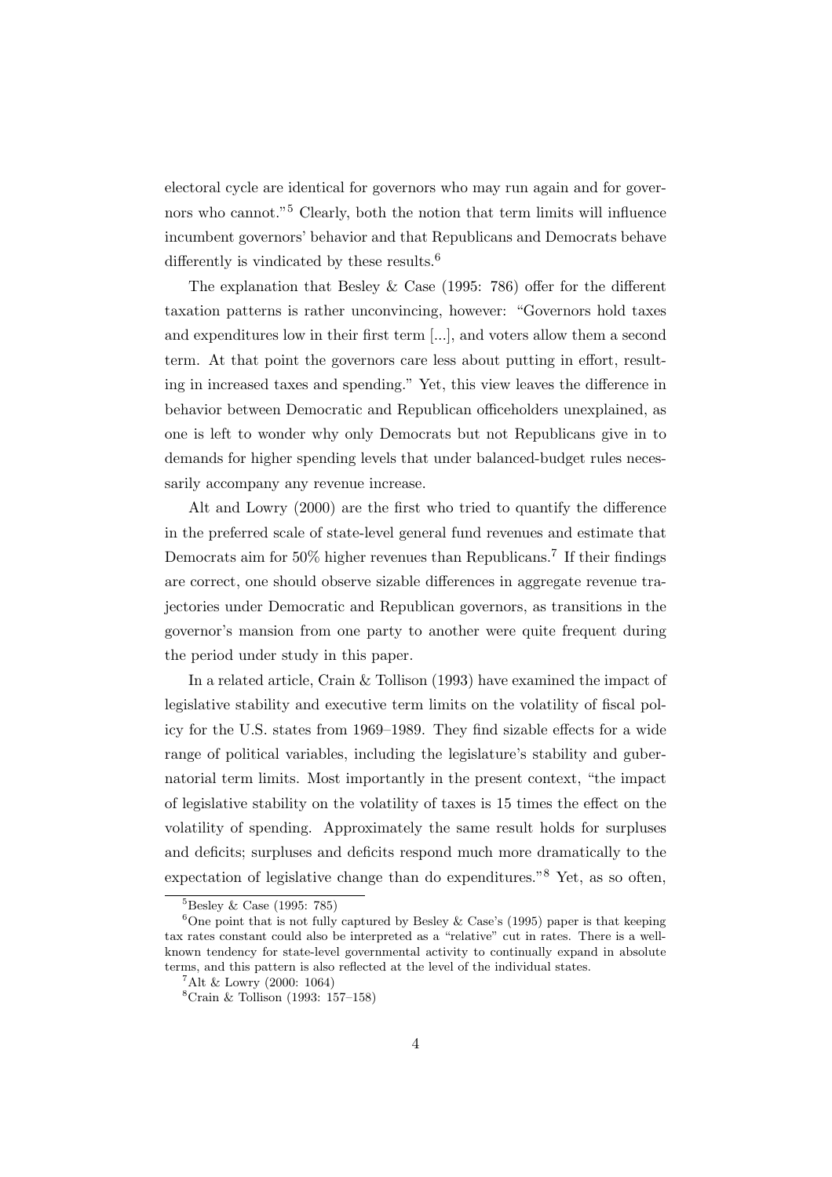electoral cycle are identical for governors who may run again and for governors who cannot."[5] Clearly, both the notion that term limits will influence incumbent governors' behavior and that Republicans and Democrats behave differently is vindicated by these results.[6]

The explanation that Besley & Case (1995: 786) offer for the different taxation patterns is rather unconvincing, however: "Governors hold taxes and expenditures low in their first term [...], and voters allow them a second term. At that point the governors care less about putting in effort, resulting in increased taxes and spending." Yet, this view leaves the difference in behavior between Democratic and Republican officeholders unexplained, as one is left to wonder why only Democrats but not Republicans give in to demands for higher spending levels that under balanced-budget rules necessarily accompany any revenue increase.

Alt and Lowry (2000) are the first who tried to quantify the difference in the preferred scale of state-level general fund revenues and estimate that Democrats aim for 50% higher revenues than Republicans.[7] If their findings are correct, one should observe sizable differences in aggregate revenue trajectories under Democratic and Republican governors, as transitions in the governor's mansion from one party to another were quite frequent during the period under study in this paper.

In a related article, Crain & Tollison (1993) have examined the impact of legislative stability and executive term limits on the volatility of fiscal policy for the U.S. states from 1969–1989. They find sizable effects for a wide range of political variables, including the legislature's stability and gubernatorial term limits. Most importantly in the present context, "the impact of legislative stability on the volatility of taxes is 15 times the effect on the volatility of spending. Approximately the same result holds for surpluses and deficits; surpluses and deficits respond much more dramatically to the expectation of legislative change than do expenditures."[8] Yet, as so often,

[5] Besley & Case (1995: 785)

[6] One point that is not fully captured by Besley & Case's (1995) paper is that keeping tax rates constant could also be interpreted as a "relative" cut in rates. There is a well-known tendency for state-level governmental activity to continually expand in absolute terms, and this pattern is also reflected at the level of the individual states.

[7] Alt & Lowry (2000: 1064)

[8] Crain & Tollison (1993: 157–158)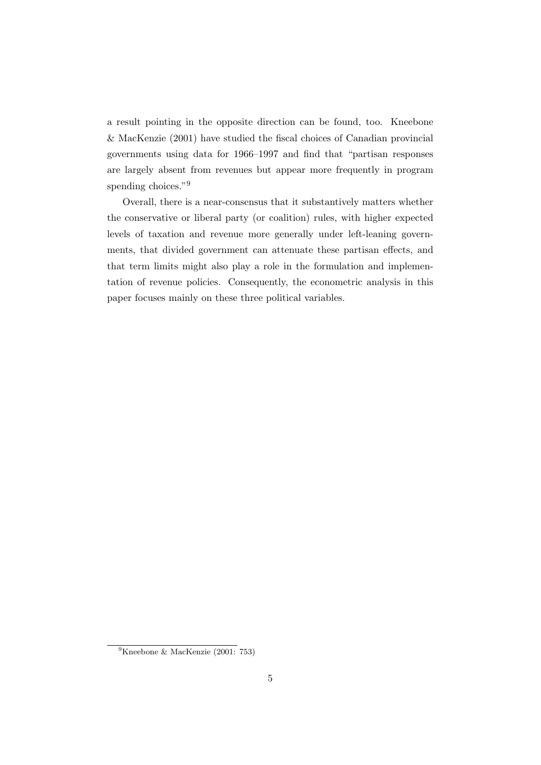a result pointing in the opposite direction can be found, too. Kneebone & MacKenzie (2001) have studied the fiscal choices of Canadian provincial governments using data for 1966–1997 and find that "partisan responses are largely absent from revenues but appear more frequently in program spending choices."[9]

Overall, there is a near-consensus that it substantively matters whether the conservative or liberal party (or coalition) rules, with higher expected levels of taxation and revenue more generally under left-leaning governments, that divided government can attenuate these partisan effects, and that term limits might also play a role in the formulation and implementation of revenue policies. Consequently, the econometric analysis in this paper focuses mainly on these three political variables.

[9] Kneebone & MacKenzie (2001: 753)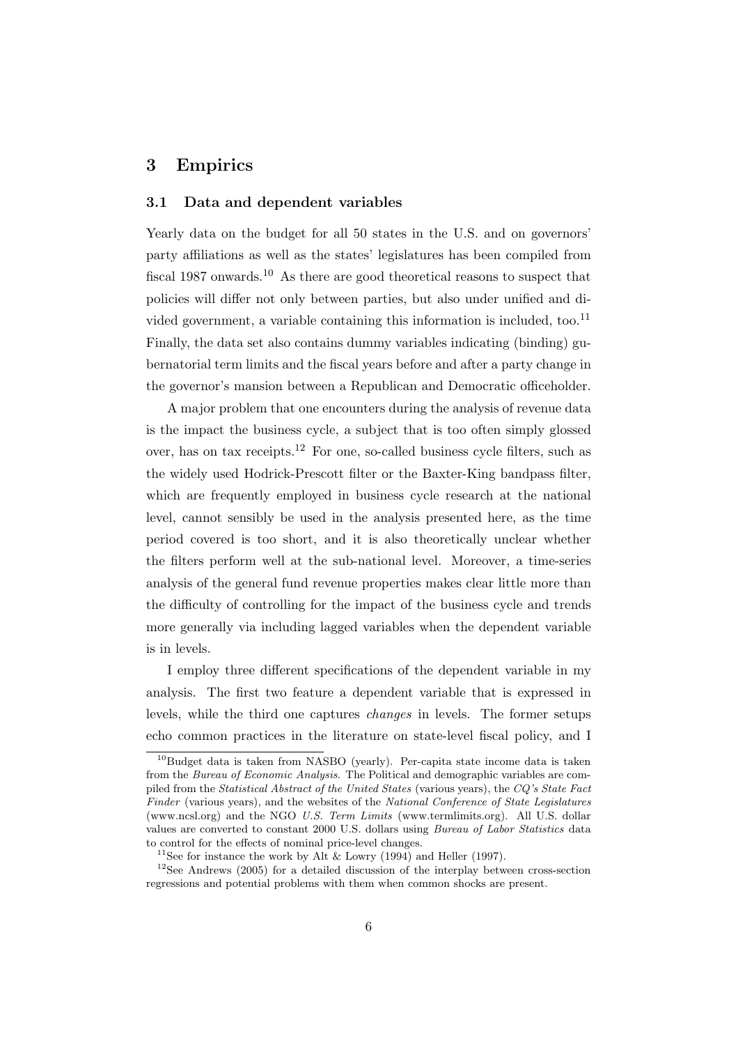## 3 Empirics

### 3.1 Data and dependent variables

Yearly data on the budget for all 50 states in the U.S. and on governors' party affiliations as well as the states' legislatures has been compiled from fiscal 1987 onwards.[10] As there are good theoretical reasons to suspect that policies will differ not only between parties, but also under unified and divided government, a variable containing this information is included, too.[11] Finally, the data set also contains dummy variables indicating (binding) gubernatorial term limits and the fiscal years before and after a party change in the governor's mansion between a Republican and Democratic officeholder.

A major problem that one encounters during the analysis of revenue data is the impact the business cycle, a subject that is too often simply glossed over, has on tax receipts.[12] For one, so-called business cycle filters, such as the widely used Hodrick-Prescott filter or the Baxter-King bandpass filter, which are frequently employed in business cycle research at the national level, cannot sensibly be used in the analysis presented here, as the time period covered is too short, and it is also theoretically unclear whether the filters perform well at the sub-national level. Moreover, a time-series analysis of the general fund revenue properties makes clear little more than the difficulty of controlling for the impact of the business cycle and trends more generally via including lagged variables when the dependent variable is in levels.

I employ three different specifications of the dependent variable in my analysis. The first two feature a dependent variable that is expressed in levels, while the third one captures *changes* in levels. The former setups echo common practices in the literature on state-level fiscal policy, and I

---

[10] Budget data is taken from NASBO (yearly). Per-capita state income data is taken from the *Bureau of Economic Analysis*. The Political and demographic variables are compiled from the *Statistical Abstract of the United States* (various years), the *CQ's State Fact Finder* (various years), and the websites of the *National Conference of State Legislatures* (www.ncsl.org) and the NGO *U.S. Term Limits* (www.termlimits.org). All U.S. dollar values are converted to constant 2000 U.S. dollars using *Bureau of Labor Statistics* data to control for the effects of nominal price-level changes.

[11] See for instance the work by Alt & Lowry (1994) and Heller (1997).

[12] See Andrews (2005) for a detailed discussion of the interplay between cross-section regressions and potential problems with them when common shocks are present.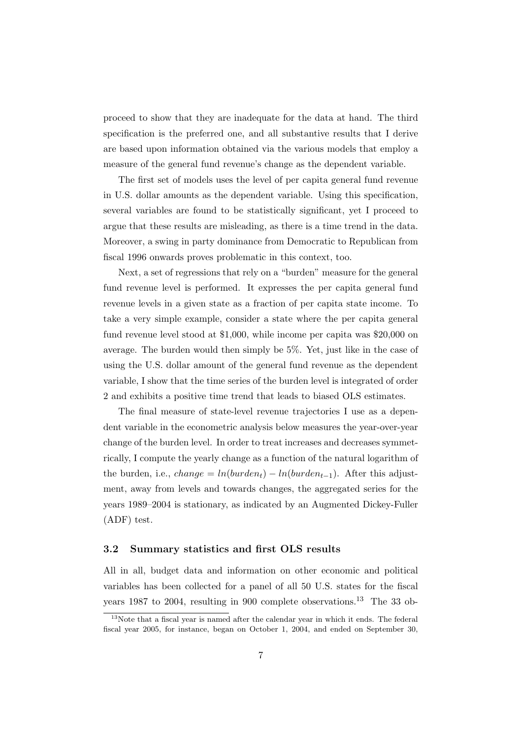proceed to show that they are inadequate for the data at hand. The third specification is the preferred one, and all substantive results that I derive are based upon information obtained via the various models that employ a measure of the general fund revenue's change as the dependent variable.

The first set of models uses the level of per capita general fund revenue in U.S. dollar amounts as the dependent variable. Using this specification, several variables are found to be statistically significant, yet I proceed to argue that these results are misleading, as there is a time trend in the data. Moreover, a swing in party dominance from Democratic to Republican from fiscal 1996 onwards proves problematic in this context, too.

Next, a set of regressions that rely on a "burden" measure for the general fund revenue level is performed. It expresses the per capita general fund revenue levels in a given state as a fraction of per capita state income. To take a very simple example, consider a state where the per capita general fund revenue level stood at \$1,000, while income per capita was \$20,000 on average. The burden would then simply be 5%. Yet, just like in the case of using the U.S. dollar amount of the general fund revenue as the dependent variable, I show that the time series of the burden level is integrated of order 2 and exhibits a positive time trend that leads to biased OLS estimates.

The final measure of state-level revenue trajectories I use as a dependent variable in the econometric analysis below measures the year-over-year change of the burden level. In order to treat increases and decreases symmetrically, I compute the yearly change as a function of the natural logarithm of the burden, i.e., $change = ln(burden_t) - ln(burden_{t-1})$. After this adjustment, away from levels and towards changes, the aggregated series for the years 1989–2004 is stationary, as indicated by an Augmented Dickey-Fuller (ADF) test.

### 3.2 Summary statistics and first OLS results

All in all, budget data and information on other economic and political variables has been collected for a panel of all 50 U.S. states for the fiscal years 1987 to 2004, resulting in 900 complete observations.[13] The 33 ob-

[13] Note that a fiscal year is named after the calendar year in which it ends. The federal fiscal year 2005, for instance, began on October 1, 2004, and ended on September 30,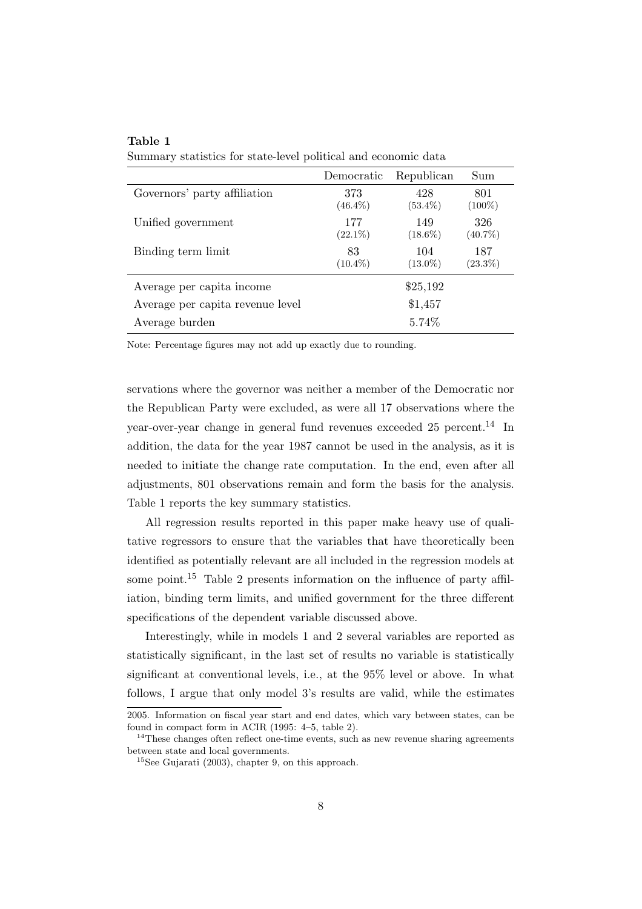**Table 1**
Summary statistics for state-level political and economic data

| | Democratic | Republican | Sum |
|---|---|---|---|
| Governors' party affiliation | 373 (46.4%) | 428 (53.4%) | 801 (100%) |
| Unified government | 177 (22.1%) | 149 (18.6%) | 326 (40.7%) |
| Binding term limit | 83 (10.4%) | 104 (13.0%) | 187 (23.3%) |
| Average per capita income | | \$25,192 | |
| Average per capita revenue level | | \$1,457 | |
| Average burden | | 5.74% | |

Note: Percentage figures may not add up exactly due to rounding.

servations where the governor was neither a member of the Democratic nor the Republican Party were excluded, as were all 17 observations where the year-over-year change in general fund revenues exceeded 25 percent.[14] In addition, the data for the year 1987 cannot be used in the analysis, as it is needed to initiate the change rate computation. In the end, even after all adjustments, 801 observations remain and form the basis for the analysis. Table 1 reports the key summary statistics.

All regression results reported in this paper make heavy use of qualitative regressors to ensure that the variables that have theoretically been identified as potentially relevant are all included in the regression models at some point.[15] Table 2 presents information on the influence of party affiliation, binding term limits, and unified government for the three different specifications of the dependent variable discussed above.

Interestingly, while in models 1 and 2 several variables are reported as statistically significant, in the last set of results no variable is statistically significant at conventional levels, i.e., at the 95% level or above. In what follows, I argue that only model 3's results are valid, while the estimates

2005. Information on fiscal year start and end dates, which vary between states, can be found in compact form in ACIR (1995: 4–5, table 2).

[14] These changes often reflect one-time events, such as new revenue sharing agreements between state and local governments.

[15] See Gujarati (2003), chapter 9, on this approach.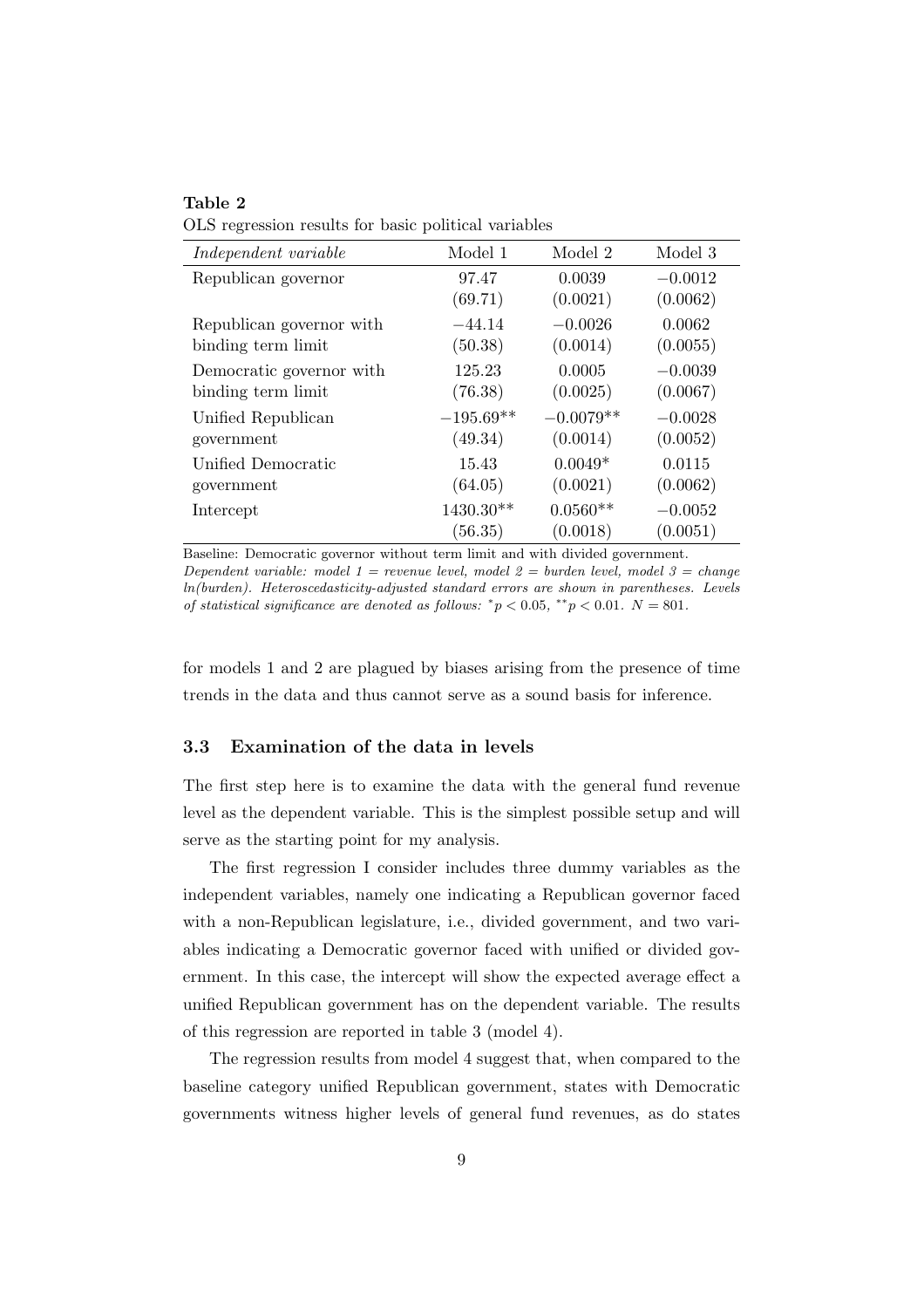**Table 2**
OLS regression results for basic political variables

| *Independent variable* | Model 1 | Model 2 | Model 3 |
|---|---|---|---|
| Republican governor | 97.47 | 0.0039 | $-0.0012$ |
| | (69.71) | (0.0021) | (0.0062) |
| Republican governor with binding term limit | $-44.14$ | $-0.0026$ | 0.0062 |
| | (50.38) | (0.0014) | (0.0055) |
| Democratic governor with binding term limit | 125.23 | 0.0005 | $-0.0039$ |
| | (76.38) | (0.0025) | (0.0067) |
| Unified Republican government | $-195.69^{**}$ | $-0.0079^{**}$ | $-0.0028$ |
| | (49.34) | (0.0014) | (0.0052) |
| Unified Democratic government | 15.43 | $0.0049^{*}$ | 0.0115 |
| | (64.05) | (0.0021) | (0.0062) |
| Intercept | $1430.30^{**}$ | $0.0560^{**}$ | $-0.0052$ |
| | (56.35) | (0.0018) | (0.0051) |

Baseline: Democratic governor without term limit and with divided government.
*Dependent variable: model 1 = revenue level, model 2 = burden level, model 3 = change ln(burden). Heteroscedasticity-adjusted standard errors are shown in parentheses. Levels of statistical significance are denoted as follows:* $^{*}p < 0.05$, $^{**}p < 0.01$. $N = 801$.

for models 1 and 2 are plagued by biases arising from the presence of time trends in the data and thus cannot serve as a sound basis for inference.

### 3.3 Examination of the data in levels

The first step here is to examine the data with the general fund revenue level as the dependent variable. This is the simplest possible setup and will serve as the starting point for my analysis.

The first regression I consider includes three dummy variables as the independent variables, namely one indicating a Republican governor faced with a non-Republican legislature, i.e., divided government, and two variables indicating a Democratic governor faced with unified or divided government. In this case, the intercept will show the expected average effect a unified Republican government has on the dependent variable. The results of this regression are reported in table 3 (model 4).

The regression results from model 4 suggest that, when compared to the baseline category unified Republican government, states with Democratic governments witness higher levels of general fund revenues, as do states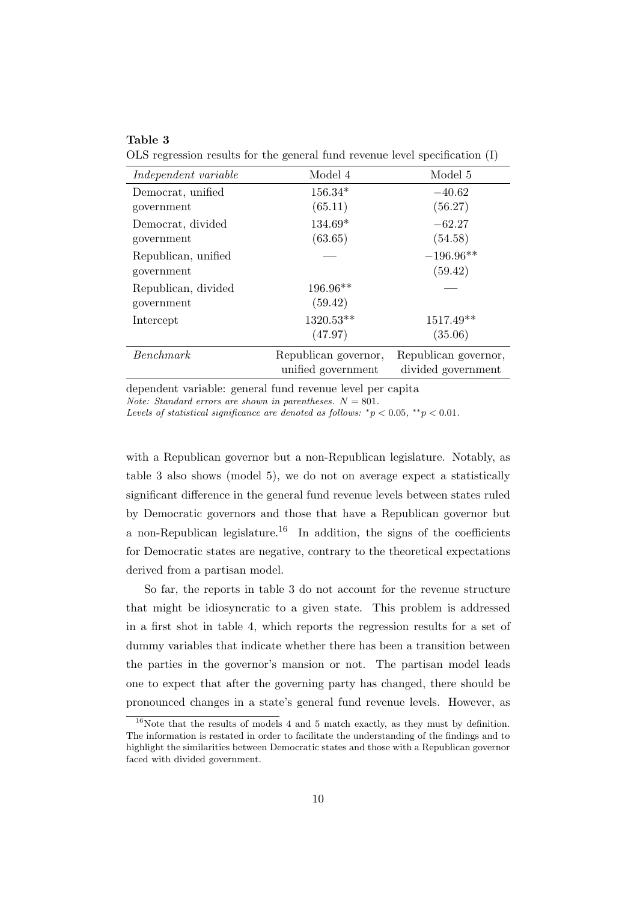**Table 3**

OLS regression results for the general fund revenue level specification (I)

| *Independent variable* | Model 4 | Model 5 |
|---|---|---|
| Democrat, unified government | 156.34* (65.11) | −40.62 (56.27) |
| Democrat, divided government | 134.69* (63.65) | −62.27 (54.58) |
| Republican, unified government | — | −196.96** (59.42) |
| Republican, divided government | 196.96** (59.42) | — |
| Intercept | 1320.53** (47.97) | 1517.49** (35.06) |
| *Benchmark* | Republican governor, unified government | Republican governor, divided government |

dependent variable: general fund revenue level per capita

*Note: Standard errors are shown in parentheses.* $N = 801$.

*Levels of statistical significance are denoted as follows:* $^{*}p < 0.05$, $^{**}p < 0.01$.

with a Republican governor but a non-Republican legislature. Notably, as table 3 also shows (model 5), we do not on average expect a statistically significant difference in the general fund revenue levels between states ruled by Democratic governors and those that have a Republican governor but a non-Republican legislature.[16] In addition, the signs of the coefficients for Democratic states are negative, contrary to the theoretical expectations derived from a partisan model.

So far, the reports in table 3 do not account for the revenue structure that might be idiosyncratic to a given state. This problem is addressed in a first shot in table 4, which reports the regression results for a set of dummy variables that indicate whether there has been a transition between the parties in the governor's mansion or not. The partisan model leads one to expect that after the governing party has changed, there should be pronounced changes in a state's general fund revenue levels. However, as

[16] Note that the results of models 4 and 5 match exactly, as they must by definition. The information is restated in order to facilitate the understanding of the findings and to highlight the similarities between Democratic states and those with a Republican governor faced with divided government.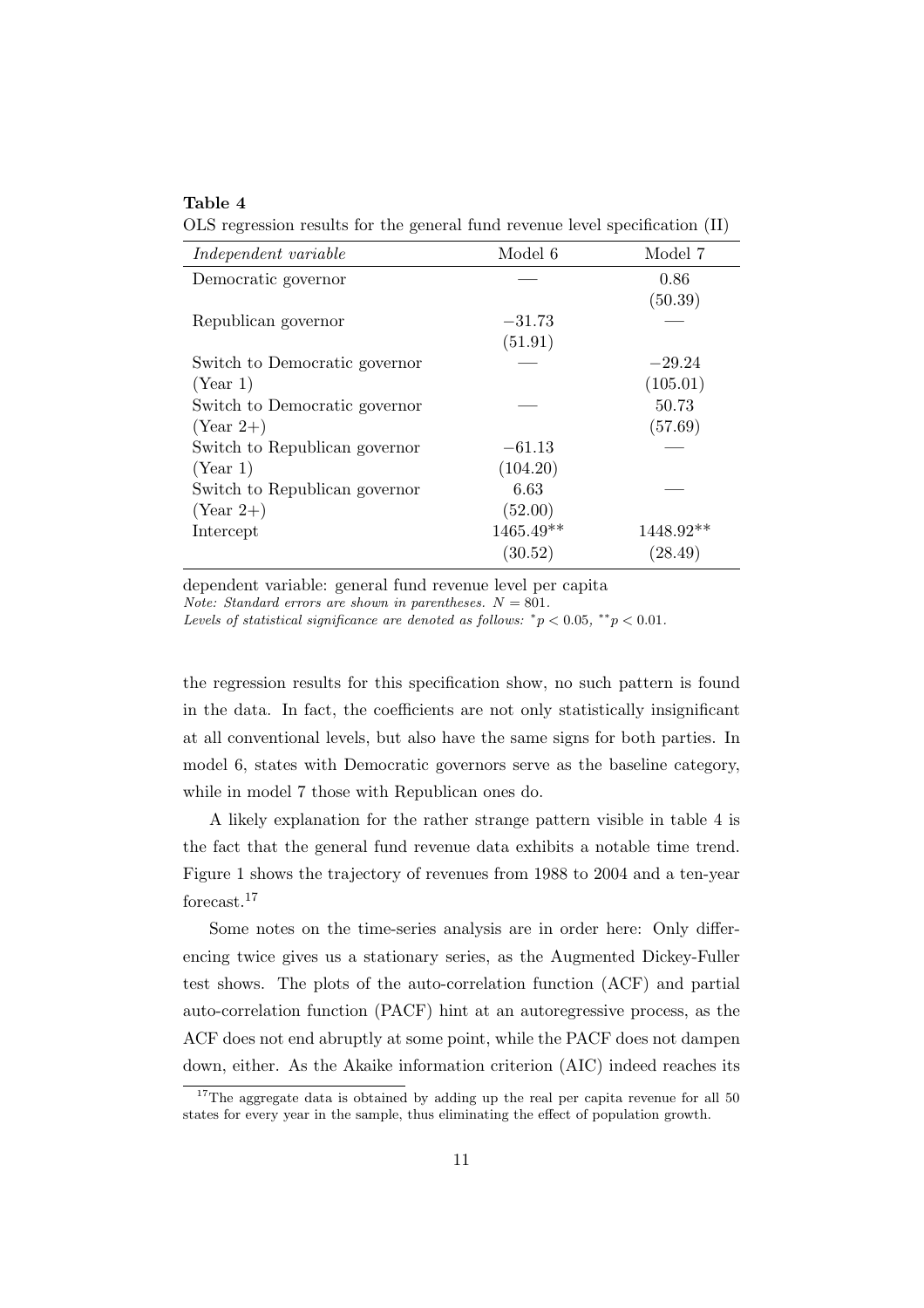**Table 4**

OLS regression results for the general fund revenue level specification (II)

| *Independent variable* | Model 6 | Model 7 |
|---|---|---|
| Democratic governor | — | 0.86 |
| | | (50.39) |
| Republican governor | −31.73 | — |
| | (51.91) | |
| Switch to Democratic governor | — | −29.24 |
| (Year 1) | | (105.01) |
| Switch to Democratic governor | — | 50.73 |
| (Year 2+) | | (57.69) |
| Switch to Republican governor | −61.13 | — |
| (Year 1) | (104.20) | |
| Switch to Republican governor | 6.63 | — |
| (Year 2+) | (52.00) | |
| Intercept | 1465.49** | 1448.92** |
| | (30.52) | (28.49) |

dependent variable: general fund revenue level per capita

*Note: Standard errors are shown in parentheses.* $N = 801$.

*Levels of statistical significance are denoted as follows:* $^{*}p < 0.05$, $^{**}p < 0.01$.

the regression results for this specification show, no such pattern is found in the data. In fact, the coefficients are not only statistically insignificant at all conventional levels, but also have the same signs for both parties. In model 6, states with Democratic governors serve as the baseline category, while in model 7 those with Republican ones do.

A likely explanation for the rather strange pattern visible in table 4 is the fact that the general fund revenue data exhibits a notable time trend. Figure 1 shows the trajectory of revenues from 1988 to 2004 and a ten-year forecast.[17]

Some notes on the time-series analysis are in order here: Only differencing twice gives us a stationary series, as the Augmented Dickey-Fuller test shows. The plots of the auto-correlation function (ACF) and partial auto-correlation function (PACF) hint at an autoregressive process, as the ACF does not end abruptly at some point, while the PACF does not dampen down, either. As the Akaike information criterion (AIC) indeed reaches its

[17] The aggregate data is obtained by adding up the real per capita revenue for all 50 states for every year in the sample, thus eliminating the effect of population growth.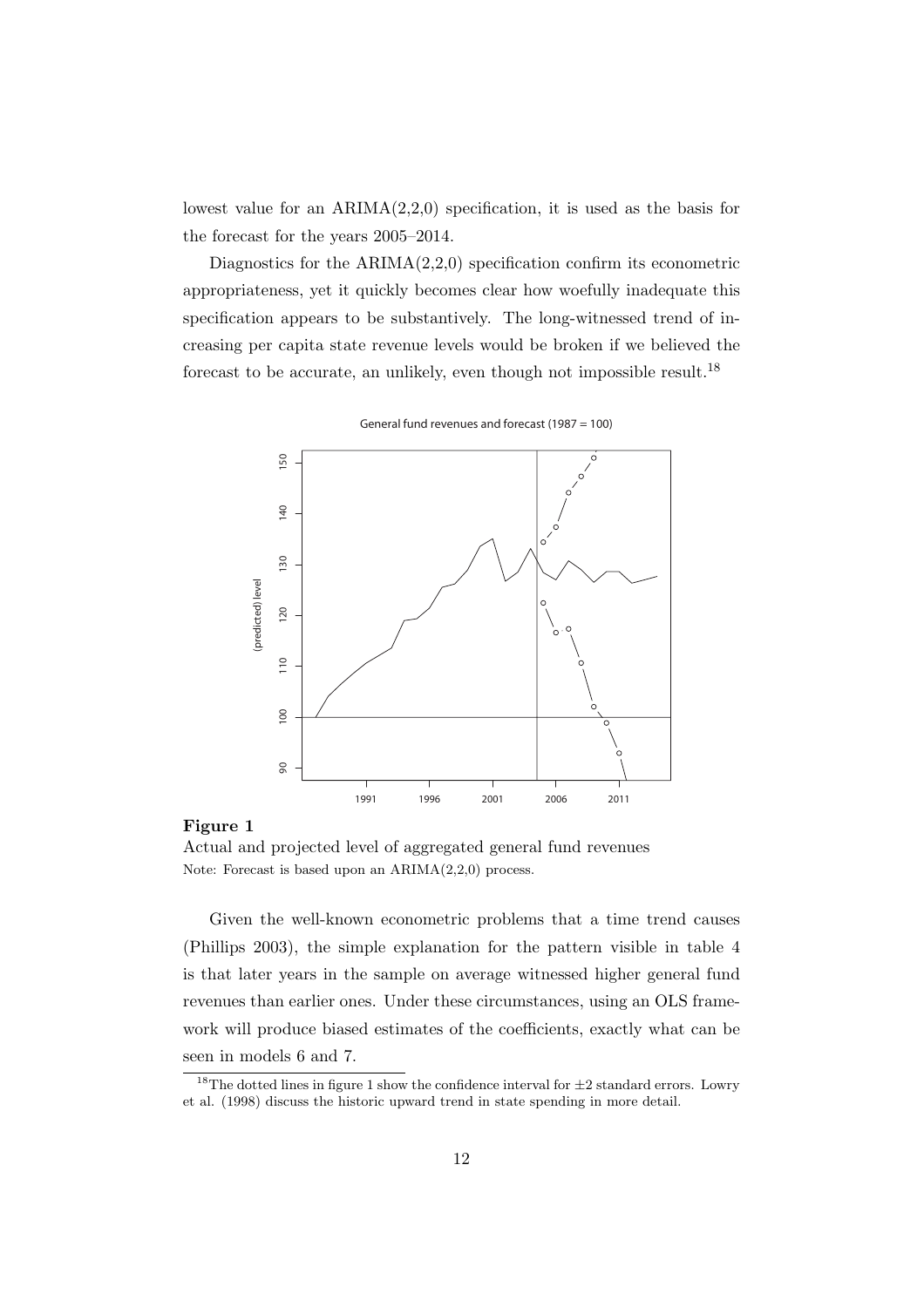lowest value for an ARIMA(2,2,0) specification, it is used as the basis for the forecast for the years 2005–2014.

Diagnostics for the ARIMA(2,2,0) specification confirm its econometric appropriateness, yet it quickly becomes clear how woefully inadequate this specification appears to be substantively. The long-witnessed trend of increasing per capita state revenue levels would be broken if we believed the forecast to be accurate, an unlikely, even though not impossible result.[18]

**Figure 1**

Actual and projected level of aggregated general fund revenues

Note: Forecast is based upon an ARIMA(2,2,0) process.

Given the well-known econometric problems that a time trend causes (Phillips 2003), the simple explanation for the pattern visible in table 4 is that later years in the sample on average witnessed higher general fund revenues than earlier ones. Under these circumstances, using an OLS framework will produce biased estimates of the coefficients, exactly what can be seen in models 6 and 7.

[18] The dotted lines in figure 1 show the confidence interval for $\pm 2$ standard errors. Lowry et al. (1998) discuss the historic upward trend in state spending in more detail.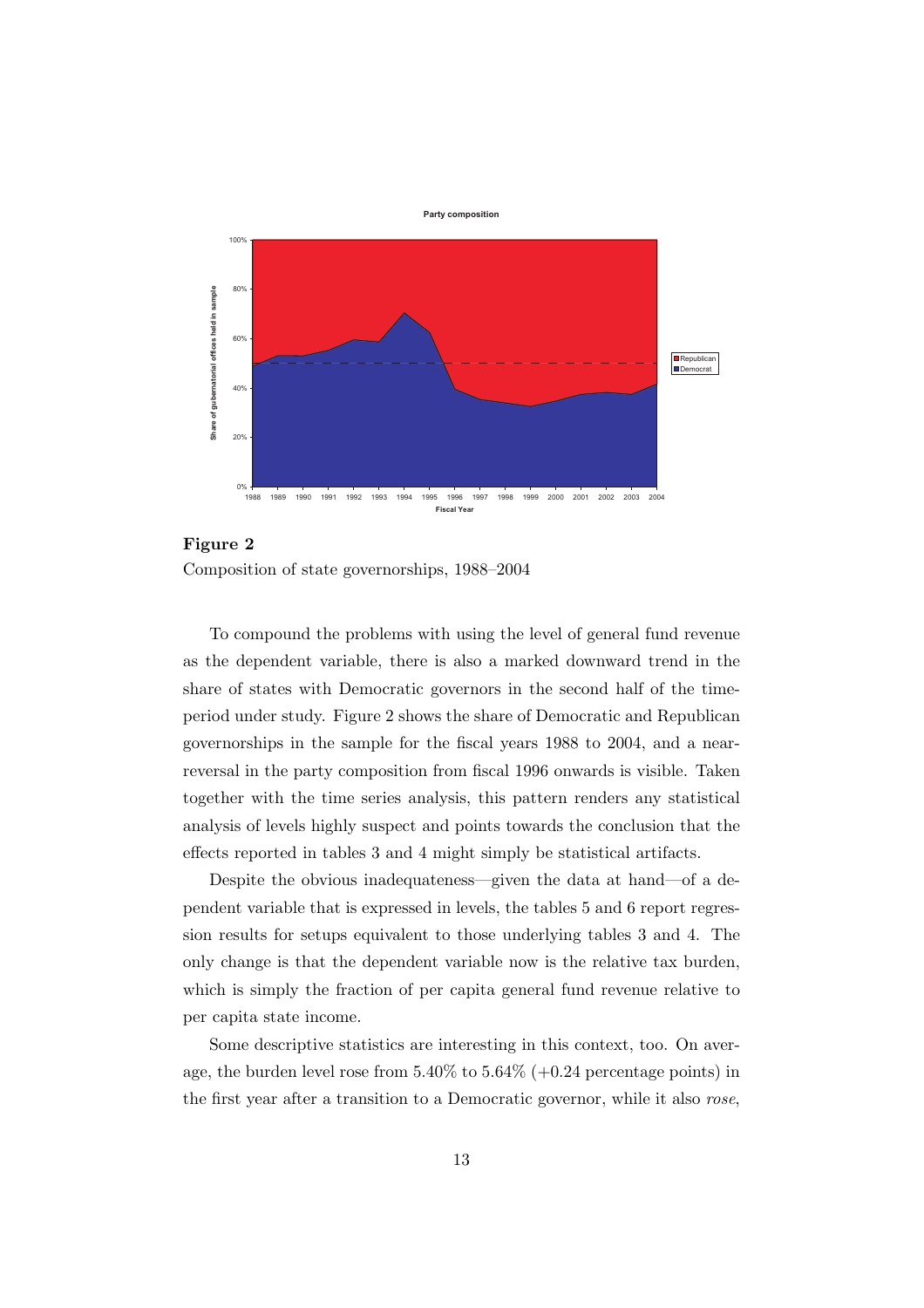**Figure 2**
Composition of state governorships, 1988–2004

To compound the problems with using the level of general fund revenue as the dependent variable, there is also a marked downward trend in the share of states with Democratic governors in the second half of the time-period under study. Figure 2 shows the share of Democratic and Republican governorships in the sample for the fiscal years 1988 to 2004, and a near-reversal in the party composition from fiscal 1996 onwards is visible. Taken together with the time series analysis, this pattern renders any statistical analysis of levels highly suspect and points towards the conclusion that the effects reported in tables 3 and 4 might simply be statistical artifacts.

Despite the obvious inadequateness—given the data at hand—of a dependent variable that is expressed in levels, the tables 5 and 6 report regression results for setups equivalent to those underlying tables 3 and 4. The only change is that the dependent variable now is the relative tax burden, which is simply the fraction of per capita general fund revenue relative to per capita state income.

Some descriptive statistics are interesting in this context, too. On average, the burden level rose from 5.40% to 5.64% (+0.24 percentage points) in the first year after a transition to a Democratic governor, while it also *rose*,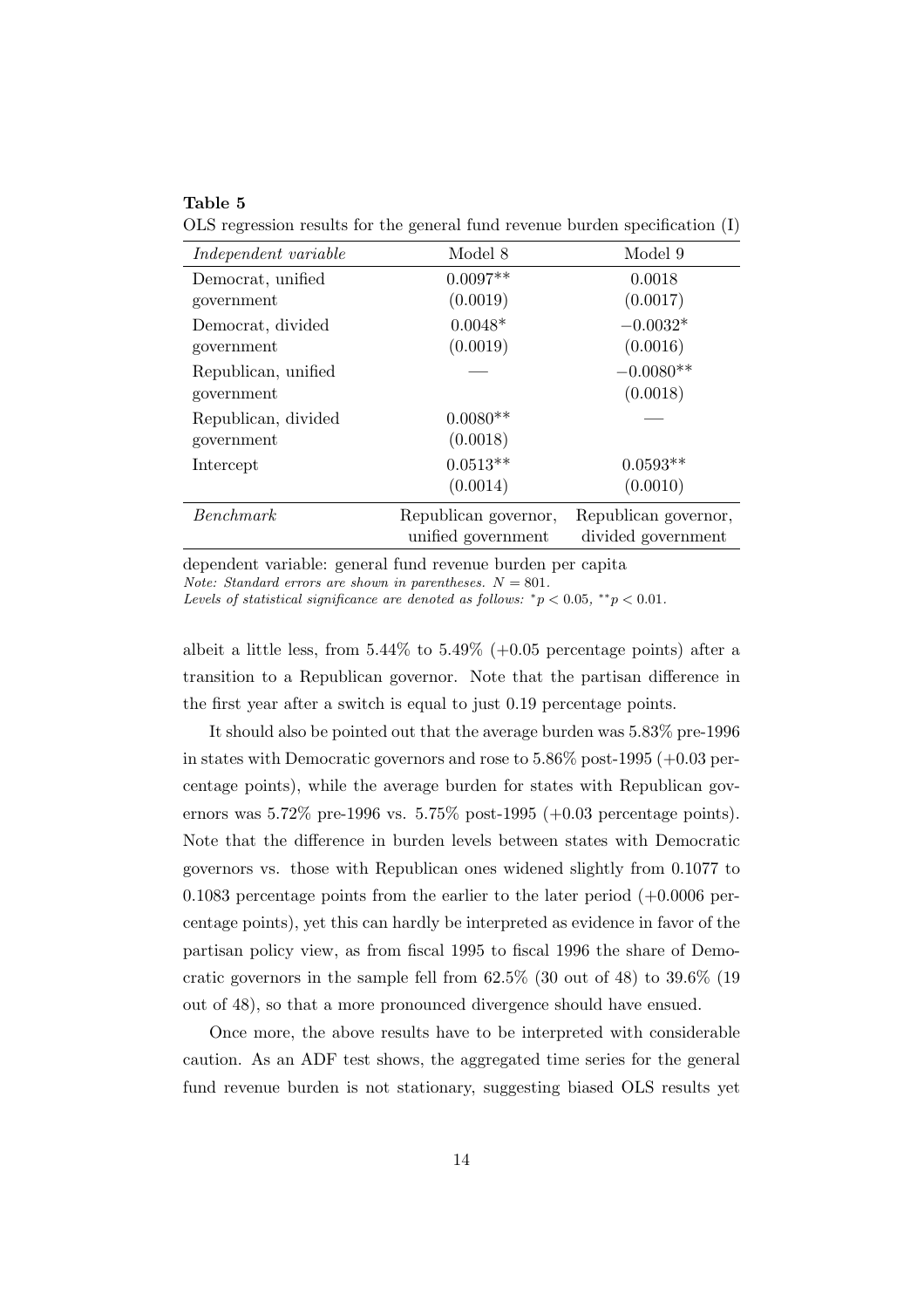**Table 5**

OLS regression results for the general fund revenue burden specification (I)

| *Independent variable* | Model 8 | Model 9 |
|---|---|---|
| Democrat, unified government | $0.0097^{**}$ (0.0019) | 0.0018 (0.0017) |
| Democrat, divided government | $0.0048^{*}$ (0.0019) | $-0.0032^{*}$ (0.0016) |
| Republican, unified government | — | $-0.0080^{**}$ (0.0018) |
| Republican, divided government | $0.0080^{**}$ (0.0018) | — |
| Intercept | $0.0513^{**}$ (0.0014) | $0.0593^{**}$ (0.0010) |
| *Benchmark* | Republican governor, unified government | Republican governor, divided government |

dependent variable: general fund revenue burden per capita

*Note: Standard errors are shown in parentheses.* $N = 801$.

*Levels of statistical significance are denoted as follows:* $^{*}p < 0.05$, $^{**}p < 0.01$.

albeit a little less, from 5.44% to 5.49% (+0.05 percentage points) after a transition to a Republican governor. Note that the partisan difference in the first year after a switch is equal to just 0.19 percentage points.

It should also be pointed out that the average burden was 5.83% pre-1996 in states with Democratic governors and rose to 5.86% post-1995 (+0.03 percentage points), while the average burden for states with Republican governors was 5.72% pre-1996 vs. 5.75% post-1995 (+0.03 percentage points). Note that the difference in burden levels between states with Democratic governors vs. those with Republican ones widened slightly from 0.1077 to 0.1083 percentage points from the earlier to the later period (+0.0006 percentage points), yet this can hardly be interpreted as evidence in favor of the partisan policy view, as from fiscal 1995 to fiscal 1996 the share of Democratic governors in the sample fell from 62.5% (30 out of 48) to 39.6% (19 out of 48), so that a more pronounced divergence should have ensued.

Once more, the above results have to be interpreted with considerable caution. As an ADF test shows, the aggregated time series for the general fund revenue burden is not stationary, suggesting biased OLS results yet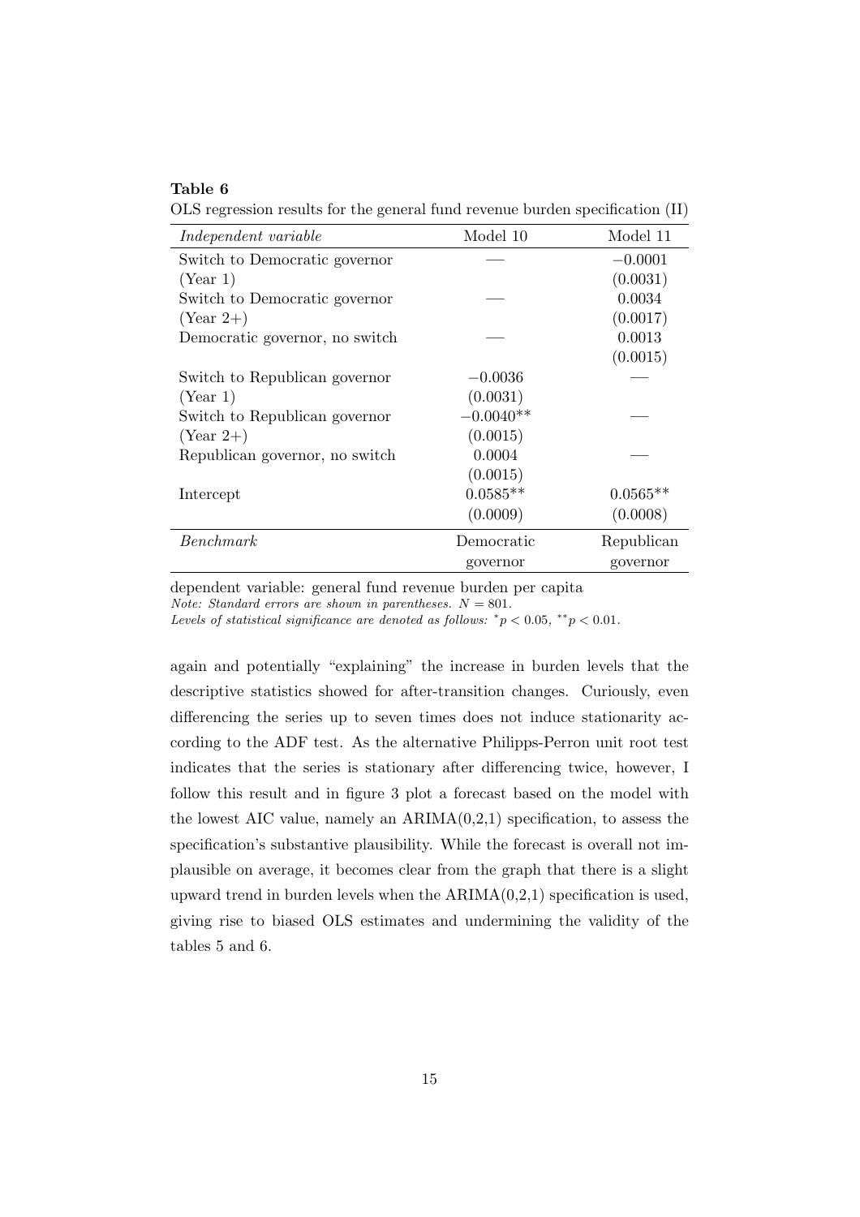**Table 6**
OLS regression results for the general fund revenue burden specification (II)

| *Independent variable* | Model 10 | Model 11 |
|---|---|---|
| Switch to Democratic governor (Year 1) | — | −0.0001 (0.0031) |
| Switch to Democratic governor (Year 2+) | — | 0.0034 (0.0017) |
| Democratic governor, no switch | — | 0.0013 (0.0015) |
| Switch to Republican governor (Year 1) | −0.0036 (0.0031) | — |
| Switch to Republican governor (Year 2+) | −0.0040** (0.0015) | — |
| Republican governor, no switch | 0.0004 (0.0015) | — |
| Intercept | 0.0585** (0.0009) | 0.0565** (0.0008) |
| *Benchmark* | Democratic governor | Republican governor |

dependent variable: general fund revenue burden per capita
*Note: Standard errors are shown in parentheses.* $N = 801$.
*Levels of statistical significance are denoted as follows:* $^{*}p < 0.05$, $^{**}p < 0.01$.

again and potentially "explaining" the increase in burden levels that the descriptive statistics showed for after-transition changes. Curiously, even differencing the series up to seven times does not induce stationarity according to the ADF test. As the alternative Philipps-Perron unit root test indicates that the series is stationary after differencing twice, however, I follow this result and in figure 3 plot a forecast based on the model with the lowest AIC value, namely an ARIMA(0,2,1) specification, to assess the specification's substantive plausibility. While the forecast is overall not implausible on average, it becomes clear from the graph that there is a slight upward trend in burden levels when the ARIMA(0,2,1) specification is used, giving rise to biased OLS estimates and undermining the validity of the tables 5 and 6.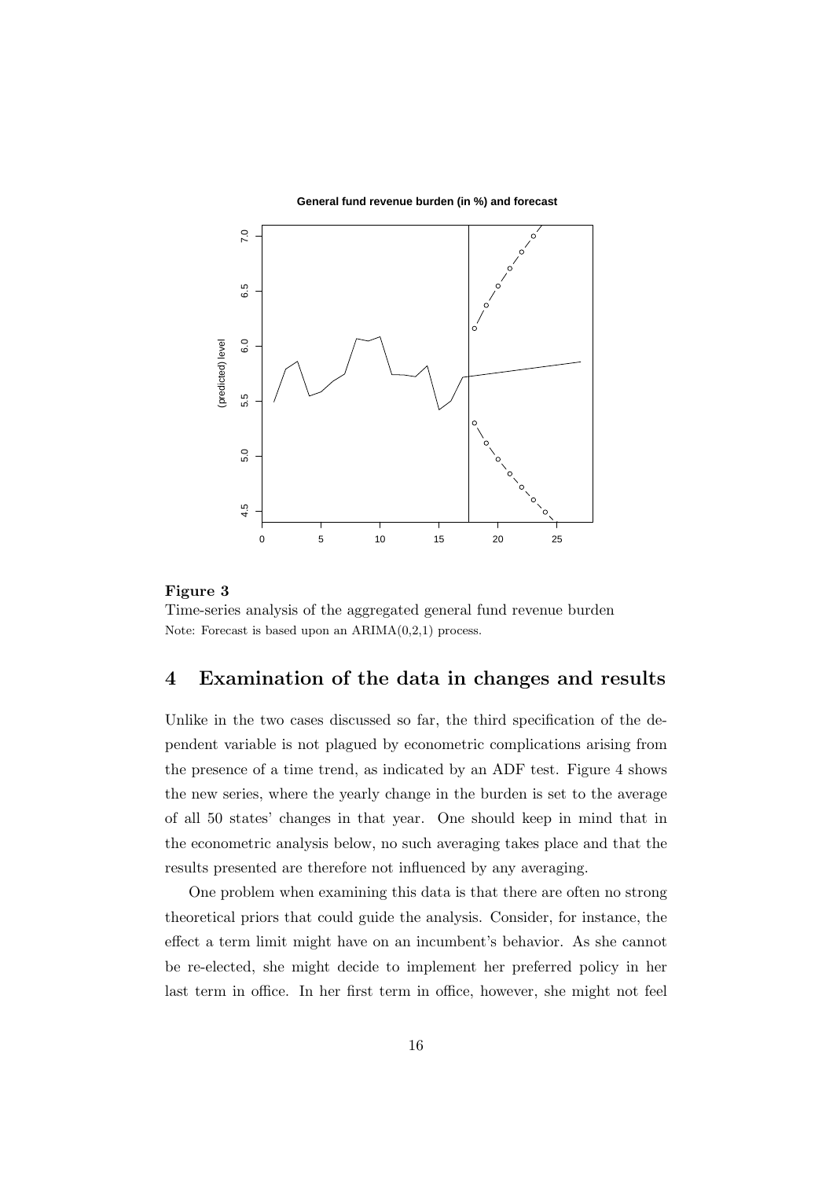**Figure 3**

Time-series analysis of the aggregated general fund revenue burden

Note: Forecast is based upon an ARIMA(0,2,1) process.

## 4 Examination of the data in changes and results

Unlike in the two cases discussed so far, the third specification of the dependent variable is not plagued by econometric complications arising from the presence of a time trend, as indicated by an ADF test. Figure 4 shows the new series, where the yearly change in the burden is set to the average of all 50 states' changes in that year. One should keep in mind that in the econometric analysis below, no such averaging takes place and that the results presented are therefore not influenced by any averaging.

One problem when examining this data is that there are often no strong theoretical priors that could guide the analysis. Consider, for instance, the effect a term limit might have on an incumbent's behavior. As she cannot be re-elected, she might decide to implement her preferred policy in her last term in office. In her first term in office, however, she might not feel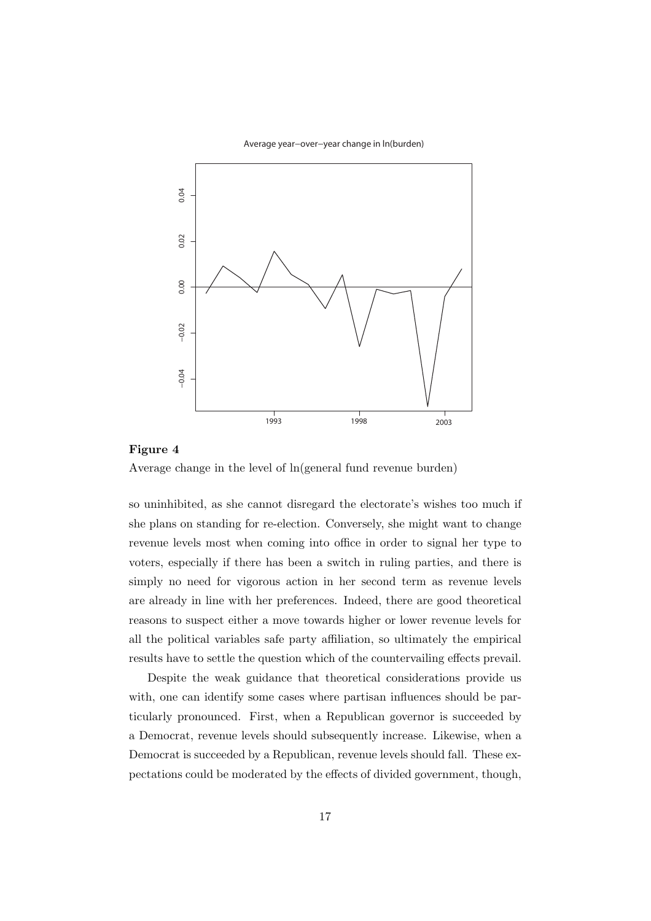**Figure 4**

Average change in the level of ln(general fund revenue burden)

so uninhibited, as she cannot disregard the electorate's wishes too much if she plans on standing for re-election. Conversely, she might want to change revenue levels most when coming into office in order to signal her type to voters, especially if there has been a switch in ruling parties, and there is simply no need for vigorous action in her second term as revenue levels are already in line with her preferences. Indeed, there are good theoretical reasons to suspect either a move towards higher or lower revenue levels for all the political variables safe party affiliation, so ultimately the empirical results have to settle the question which of the countervailing effects prevail.

Despite the weak guidance that theoretical considerations provide us with, one can identify some cases where partisan influences should be particularly pronounced. First, when a Republican governor is succeeded by a Democrat, revenue levels should subsequently increase. Likewise, when a Democrat is succeeded by a Republican, revenue levels should fall. These expectations could be moderated by the effects of divided government, though,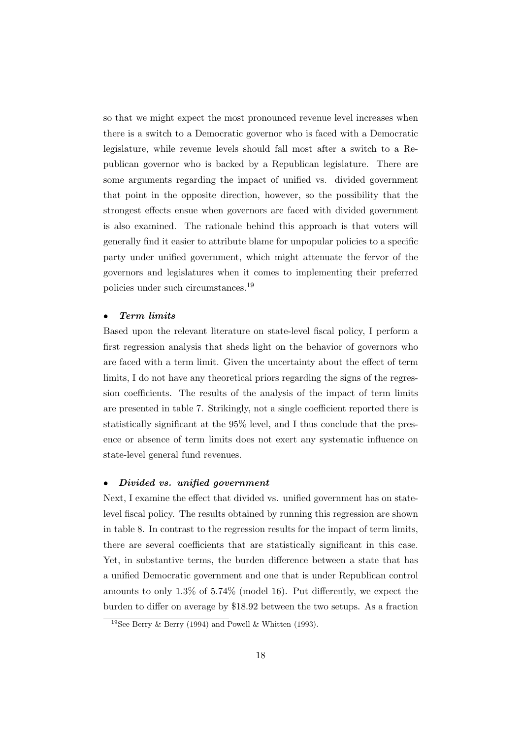so that we might expect the most pronounced revenue level increases when there is a switch to a Democratic governor who is faced with a Democratic legislature, while revenue levels should fall most after a switch to a Republican governor who is backed by a Republican legislature. There are some arguments regarding the impact of unified vs. divided government that point in the opposite direction, however, so the possibility that the strongest effects ensue when governors are faced with divided government is also examined. The rationale behind this approach is that voters will generally find it easier to attribute blame for unpopular policies to a specific party under unified government, which might attenuate the fervor of the governors and legislatures when it comes to implementing their preferred policies under such circumstances.[19]

- ***Term limits***

Based upon the relevant literature on state-level fiscal policy, I perform a first regression analysis that sheds light on the behavior of governors who are faced with a term limit. Given the uncertainty about the effect of term limits, I do not have any theoretical priors regarding the signs of the regression coefficients. The results of the analysis of the impact of term limits are presented in table 7. Strikingly, not a single coefficient reported there is statistically significant at the 95% level, and I thus conclude that the presence or absence of term limits does not exert any systematic influence on state-level general fund revenues.

- ***Divided vs. unified government***

Next, I examine the effect that divided vs. unified government has on state-level fiscal policy. The results obtained by running this regression are shown in table 8. In contrast to the regression results for the impact of term limits, there are several coefficients that are statistically significant in this case. Yet, in substantive terms, the burden difference between a state that has a unified Democratic government and one that is under Republican control amounts to only 1.3% of 5.74% (model 16). Put differently, we expect the burden to differ on average by $18.92 between the two setups. As a fraction

[19] See Berry & Berry (1994) and Powell & Whitten (1993).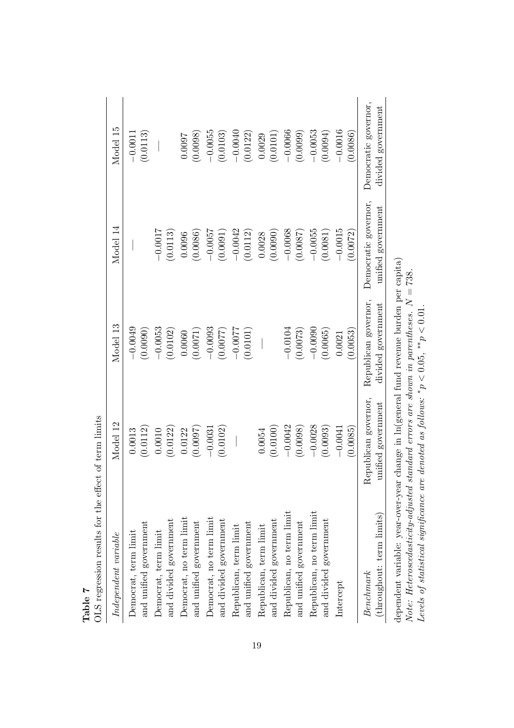**Table 7**

OLS regression results for the effect of term limits

| *Independent variable* | Model 12 | Model 13 | Model 14 | Model 15 |
|---|---|---|---|---|
| Democrat, term limit and unified government | 0.0013 (0.0112) | −0.0049 (0.0090) | — | −0.0011 (0.0113) |
| Democrat, term limit and divided government | 0.0010 (0.0122) | −0.0053 (0.0102) | −0.0017 (0.0113) | — |
| Democrat, no term limit and unified government | 0.0122 (0.0097) | 0.0060 (0.0071) | 0.0096 (0.0086) | 0.0097 (0.0098) |
| Democrat, no term limit and divided government | −0.0031 (0.0102) | −0.0093 (0.0077) | −0.0057 (0.0091) | −0.0055 (0.0103) |
| Republican, term limit and unified government | — | −0.0077 (0.0101) | −0.0042 (0.0112) | −0.0040 (0.0122) |
| Republican, term limit and divided government | 0.0054 (0.0100) | — | 0.0028 (0.0090) | 0.0029 (0.0101) |
| Republican, no term limit and unified government | −0.0042 (0.0098) | −0.0104 (0.0073) | −0.0068 (0.0087) | −0.0066 (0.0099) |
| Republican, no term limit and divided government | −0.0028 (0.0093) | −0.0090 (0.0065) | −0.0055 (0.0081) | −0.0053 (0.0094) |
| Intercept | −0.0041 (0.0085) | 0.0021 (0.0053) | −0.0015 (0.0072) | −0.0016 (0.0086) |
| *Benchmark* (throughout: term limits) | Republican governor, unified government | Republican governor, divided government | Democratic governor, unified government | Democratic governor, divided government |

dependent variable: year-over-year change in ln(general fund revenue burden per capita)

*Note: Heteroscedasticity-adjusted standard errors are shown in parentheses.* $N = 738$.

*Levels of statistical significance are denoted as follows:* $^{*}p < 0.05$, $^{**}p < 0.01$.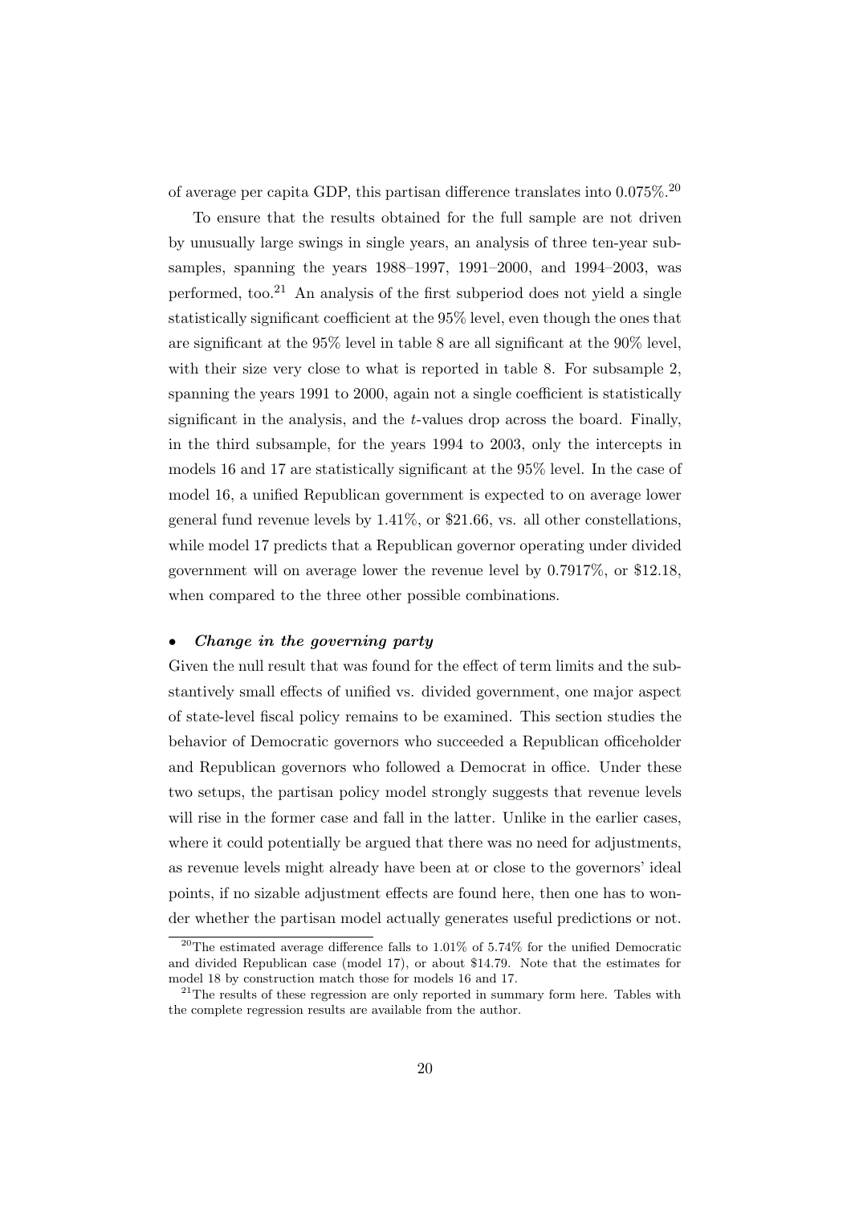of average per capita GDP, this partisan difference translates into 0.075%.[20]

To ensure that the results obtained for the full sample are not driven by unusually large swings in single years, an analysis of three ten-year subsamples, spanning the years 1988–1997, 1991–2000, and 1994–2003, was performed, too.[21] An analysis of the first subperiod does not yield a single statistically significant coefficient at the 95% level, even though the ones that are significant at the 95% level in table 8 are all significant at the 90% level, with their size very close to what is reported in table 8. For subsample 2, spanning the years 1991 to 2000, again not a single coefficient is statistically significant in the analysis, and the *t*-values drop across the board. Finally, in the third subsample, for the years 1994 to 2003, only the intercepts in models 16 and 17 are statistically significant at the 95% level. In the case of model 16, a unified Republican government is expected to on average lower general fund revenue levels by 1.41%, or $21.66, vs. all other constellations, while model 17 predicts that a Republican governor operating under divided government will on average lower the revenue level by 0.7917%, or $12.18, when compared to the three other possible combinations.

- ***Change in the governing party***

Given the null result that was found for the effect of term limits and the substantively small effects of unified vs. divided government, one major aspect of state-level fiscal policy remains to be examined. This section studies the behavior of Democratic governors who succeeded a Republican officeholder and Republican governors who followed a Democrat in office. Under these two setups, the partisan policy model strongly suggests that revenue levels will rise in the former case and fall in the latter. Unlike in the earlier cases, where it could potentially be argued that there was no need for adjustments, as revenue levels might already have been at or close to the governors' ideal points, if no sizable adjustment effects are found here, then one has to wonder whether the partisan model actually generates useful predictions or not.

[20] The estimated average difference falls to 1.01% of 5.74% for the unified Democratic and divided Republican case (model 17), or about $14.79. Note that the estimates for model 18 by construction match those for models 16 and 17.

[21] The results of these regression are only reported in summary form here. Tables with the complete regression results are available from the author.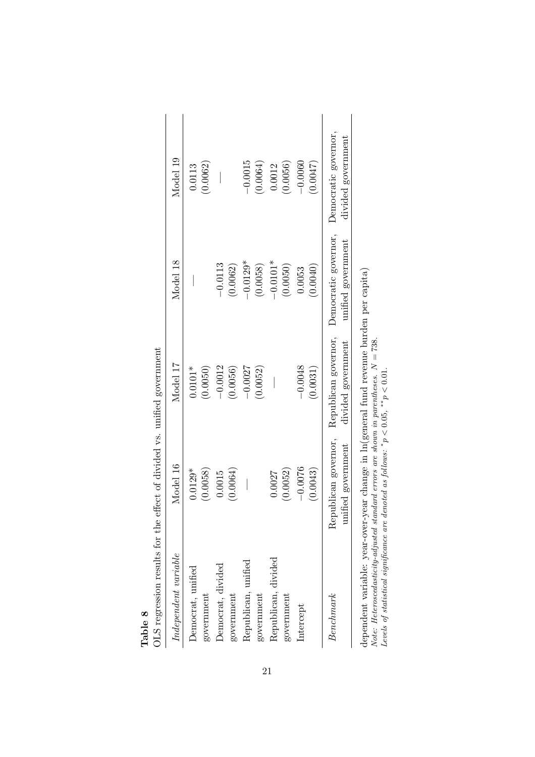**Table 8**

OLS regression results for the effect of divided vs. unified government

| *Independent variable* | Model 16 | Model 17 | Model 18 | Model 19 |
|---|---|---|---|---|
| Democrat, unified government | 0.0129* (0.0058) | 0.0101* (0.0050) | — | 0.0113 (0.0062) |
| Democrat, divided government | 0.0015 (0.0064) | −0.0012 (0.0056) | −0.0113 (0.0062) | — |
| Republican, unified government | — | −0.0027 (0.0052) | −0.0129* (0.0058) | −0.0015 (0.0064) |
| Republican, divided government | 0.0027 (0.0052) | — | −0.0101* (0.0050) | 0.0012 (0.0056) |
| Intercept | −0.0076 (0.0043) | −0.0048 (0.0031) | 0.0053 (0.0040) | −0.0060 (0.0047) |
| *Benchmark* | Republican governor, unified government | Republican governor, divided government | Democratic governor, unified government | Democratic governor, divided government |

dependent variable: year-over-year change in ln(general fund revenue burden per capita)

*Note: Heteroscedasticity-adjusted standard errors are shown in parentheses.* $N = 738$.

*Levels of statistical significance are denoted as follows:* $^{*}p < 0.05$, $^{**}p < 0.01$.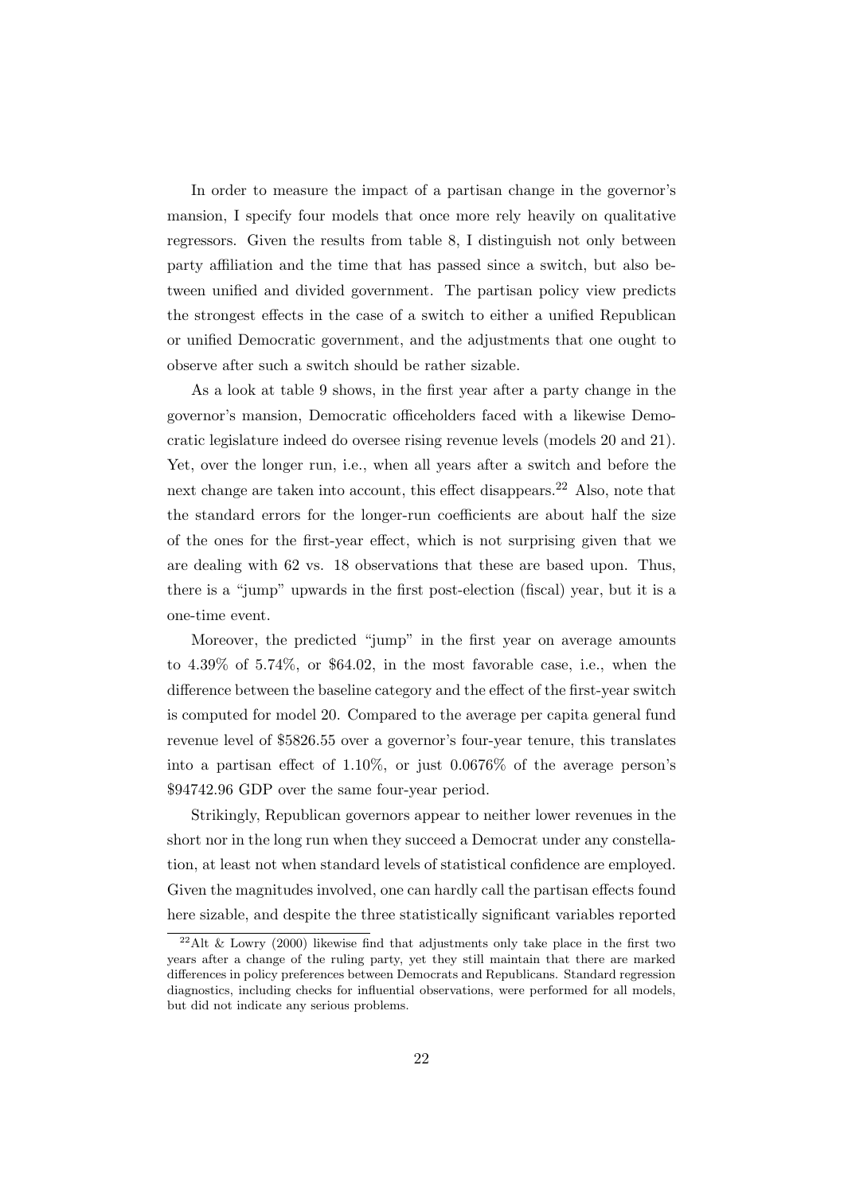In order to measure the impact of a partisan change in the governor's mansion, I specify four models that once more rely heavily on qualitative regressors. Given the results from table 8, I distinguish not only between party affiliation and the time that has passed since a switch, but also between unified and divided government. The partisan policy view predicts the strongest effects in the case of a switch to either a unified Republican or unified Democratic government, and the adjustments that one ought to observe after such a switch should be rather sizable.

As a look at table 9 shows, in the first year after a party change in the governor's mansion, Democratic officeholders faced with a likewise Democratic legislature indeed do oversee rising revenue levels (models 20 and 21). Yet, over the longer run, i.e., when all years after a switch and before the next change are taken into account, this effect disappears.[22] Also, note that the standard errors for the longer-run coefficients are about half the size of the ones for the first-year effect, which is not surprising given that we are dealing with 62 vs. 18 observations that these are based upon. Thus, there is a "jump" upwards in the first post-election (fiscal) year, but it is a one-time event.

Moreover, the predicted "jump" in the first year on average amounts to 4.39% of 5.74%, or $64.02, in the most favorable case, i.e., when the difference between the baseline category and the effect of the first-year switch is computed for model 20. Compared to the average per capita general fund revenue level of $5826.55 over a governor's four-year tenure, this translates into a partisan effect of 1.10%, or just 0.0676% of the average person's $94742.96 GDP over the same four-year period.

Strikingly, Republican governors appear to neither lower revenues in the short nor in the long run when they succeed a Democrat under any constellation, at least not when standard levels of statistical confidence are employed. Given the magnitudes involved, one can hardly call the partisan effects found here sizable, and despite the three statistically significant variables reported

[22] Alt & Lowry (2000) likewise find that adjustments only take place in the first two years after a change of the ruling party, yet they still maintain that there are marked differences in policy preferences between Democrats and Republicans. Standard regression diagnostics, including checks for influential observations, were performed for all models, but did not indicate any serious problems.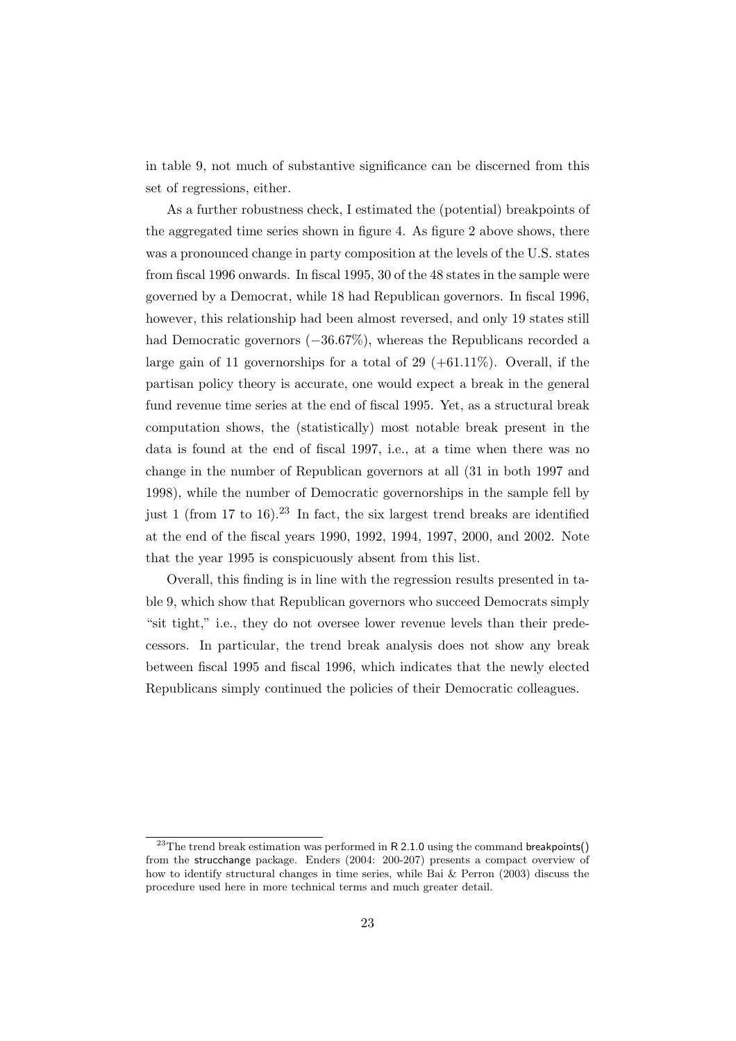in table 9, not much of substantive significance can be discerned from this set of regressions, either.

As a further robustness check, I estimated the (potential) breakpoints of the aggregated time series shown in figure 4. As figure 2 above shows, there was a pronounced change in party composition at the levels of the U.S. states from fiscal 1996 onwards. In fiscal 1995, 30 of the 48 states in the sample were governed by a Democrat, while 18 had Republican governors. In fiscal 1996, however, this relationship had been almost reversed, and only 19 states still had Democratic governors ($-36.67\%$), whereas the Republicans recorded a large gain of 11 governorships for a total of 29 ($+61.11\%$). Overall, if the partisan policy theory is accurate, one would expect a break in the general fund revenue time series at the end of fiscal 1995. Yet, as a structural break computation shows, the (statistically) most notable break present in the data is found at the end of fiscal 1997, i.e., at a time when there was no change in the number of Republican governors at all (31 in both 1997 and 1998), while the number of Democratic governorships in the sample fell by just 1 (from 17 to 16).[23] In fact, the six largest trend breaks are identified at the end of the fiscal years 1990, 1992, 1994, 1997, 2000, and 2002. Note that the year 1995 is conspicuously absent from this list.

Overall, this finding is in line with the regression results presented in table 9, which show that Republican governors who succeed Democrats simply "sit tight," i.e., they do not oversee lower revenue levels than their predecessors. In particular, the trend break analysis does not show any break between fiscal 1995 and fiscal 1996, which indicates that the newly elected Republicans simply continued the policies of their Democratic colleagues.

---

[23] The trend break estimation was performed in R 2.1.0 using the command breakpoints() from the strucchange package. Enders (2004: 200-207) presents a compact overview of how to identify structural changes in time series, while Bai & Perron (2003) discuss the procedure used here in more technical terms and much greater detail.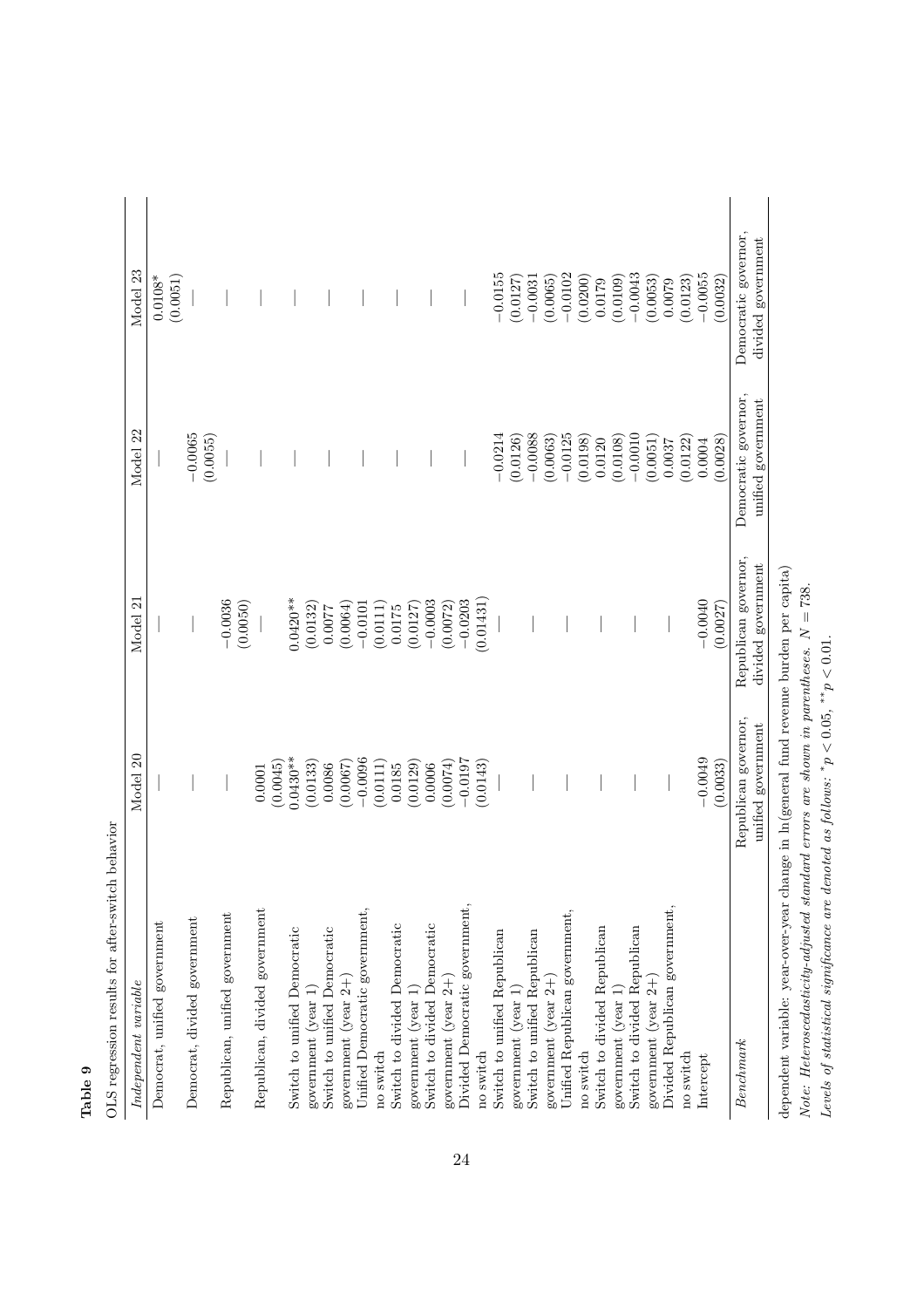**Table 9**

OLS regression results for after-switch behavior

| *Independent variable* | Model 20 | Model 21 | Model 22 | Model 23 |
|---|---|---|---|---|
| Democrat, unified government | — | — | — | 0.0108* |
| | | | | (0.0051) |
| Democrat, divided government | — | — | −0.0065 | — |
| | | | (0.0055) | |
| Republican, unified government | — | −0.0036 | — | — |
| | | (0.0050) | | |
| Republican, divided government | 0.0001 | — | — | — |
| | (0.0045) | | | |
| Switch to unified Democratic government (year 1) | 0.0430** | 0.0420** | — | — |
| | (0.0133) | (0.0132) | | |
| Switch to unified Democratic government (year 2+) | 0.0086 | 0.0077 | — | — |
| | (0.0067) | (0.0064) | | |
| Unified Democratic government, no switch | −0.0096 | −0.0101 | — | — |
| | (0.0111) | (0.0111) | | |
| Switch to divided Democratic government (year 1) | 0.0185 | 0.0175 | — | — |
| | (0.0129) | (0.0127) | | |
| Switch to divided Democratic government (year 2+) | 0.0006 | −0.0003 | — | — |
| | (0.0074) | (0.0072) | | |
| Divided Democratic government, no switch | −0.0197 | −0.0203 | — | — |
| | (0.0143) | (0.01431) | | |
| Switch to unified Republican government (year 1) | — | — | −0.0214 | −0.0155 |
| | | | (0.0126) | (0.0127) |
| Switch to unified Republican government (year 2+) | — | — | −0.0088 | −0.0031 |
| | | | (0.0063) | (0.0065) |
| Unified Republican government, no switch | — | — | −0.0125 | −0.0102 |
| | | | (0.0198) | (0.0200) |
| Switch to divided Republican government (year 1) | — | — | 0.0120 | 0.0179 |
| | | | (0.0108) | (0.0109) |
| Switch to divided Republican government (year 2+) | — | — | −0.0010 | −0.0043 |
| | | | (0.0051) | (0.0053) |
| Divided Republican government, no switch | — | — | 0.0037 | 0.0079 |
| | | | (0.0122) | (0.0123) |
| Intercept | −0.0049 | −0.0040 | 0.0004 | −0.0055 |
| | (0.0033) | (0.0027) | (0.0028) | (0.0032) |
| *Benchmark* | Republican governor, unified government | Republican governor, divided government | Democratic governor, unified government | Democratic governor, divided government |

dependent variable: year-over-year change in ln(general fund revenue burden per capita)

*Note: Heteroscedasticity-adjusted standard errors are shown in parentheses.* $N = 738$.

*Levels of statistical significance are denoted as follows:* $^{*}p < 0.05$, $^{**}p < 0.01$.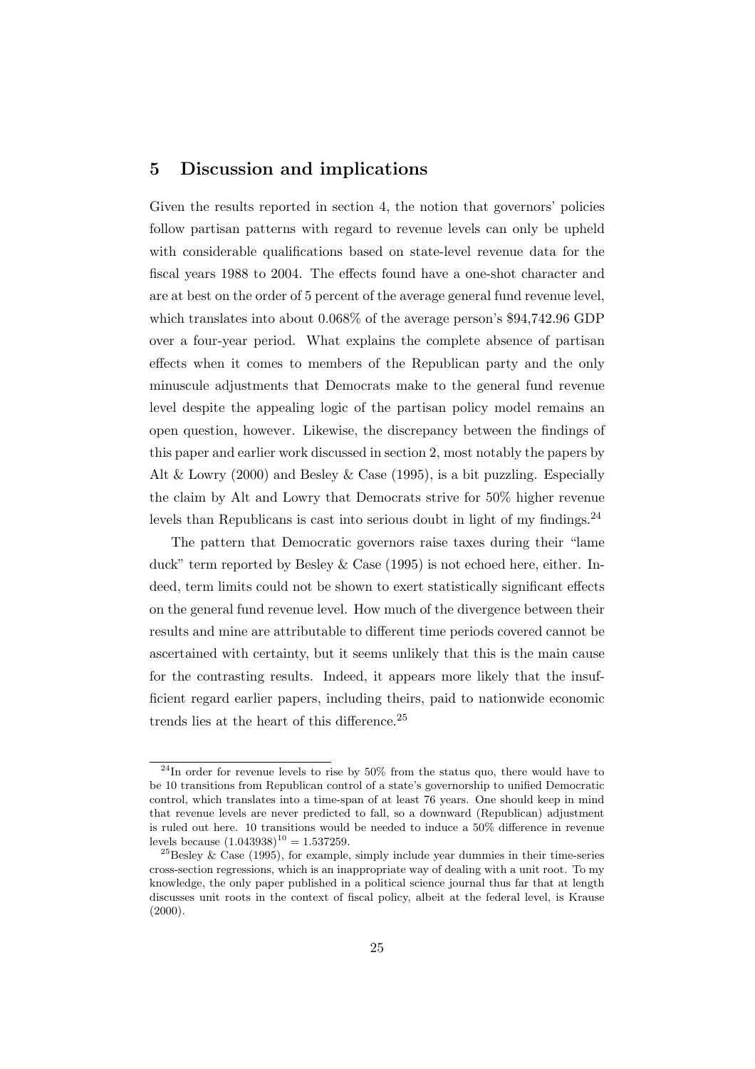## 5 Discussion and implications

Given the results reported in section 4, the notion that governors' policies follow partisan patterns with regard to revenue levels can only be upheld with considerable qualifications based on state-level revenue data for the fiscal years 1988 to 2004. The effects found have a one-shot character and are at best on the order of 5 percent of the average general fund revenue level, which translates into about 0.068% of the average person's $94,742.96 GDP over a four-year period. What explains the complete absence of partisan effects when it comes to members of the Republican party and the only minuscule adjustments that Democrats make to the general fund revenue level despite the appealing logic of the partisan policy model remains an open question, however. Likewise, the discrepancy between the findings of this paper and earlier work discussed in section 2, most notably the papers by Alt & Lowry (2000) and Besley & Case (1995), is a bit puzzling. Especially the claim by Alt and Lowry that Democrats strive for 50% higher revenue levels than Republicans is cast into serious doubt in light of my findings.[24]

The pattern that Democratic governors raise taxes during their "lame duck" term reported by Besley & Case (1995) is not echoed here, either. Indeed, term limits could not be shown to exert statistically significant effects on the general fund revenue level. How much of the divergence between their results and mine are attributable to different time periods covered cannot be ascertained with certainty, but it seems unlikely that this is the main cause for the contrasting results. Indeed, it appears more likely that the insufficient regard earlier papers, including theirs, paid to nationwide economic trends lies at the heart of this difference.[25]

---

[24] In order for revenue levels to rise by 50% from the status quo, there would have to be 10 transitions from Republican control of a state's governorship to unified Democratic control, which translates into a time-span of at least 76 years. One should keep in mind that revenue levels are never predicted to fall, so a downward (Republican) adjustment is ruled out here. 10 transitions would be needed to induce a 50% difference in revenue levels because $(1.043938)^{10} = 1.537259$.

[25] Besley & Case (1995), for example, simply include year dummies in their time-series cross-section regressions, which is an inappropriate way of dealing with a unit root. To my knowledge, the only paper published in a political science journal thus far that at length discusses unit roots in the context of fiscal policy, albeit at the federal level, is Krause (2000).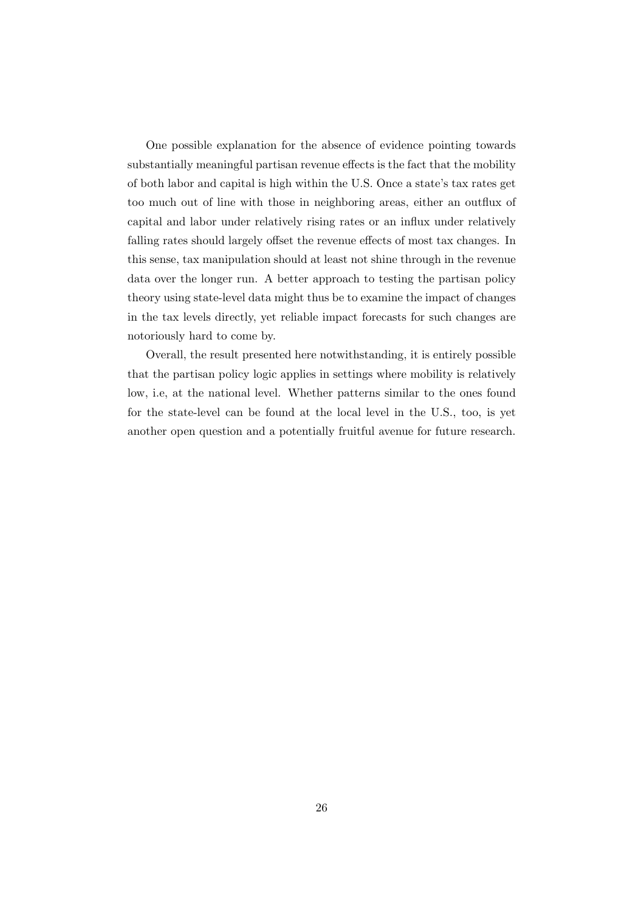One possible explanation for the absence of evidence pointing towards substantially meaningful partisan revenue effects is the fact that the mobility of both labor and capital is high within the U.S. Once a state's tax rates get too much out of line with those in neighboring areas, either an outflux of capital and labor under relatively rising rates or an influx under relatively falling rates should largely offset the revenue effects of most tax changes. In this sense, tax manipulation should at least not shine through in the revenue data over the longer run. A better approach to testing the partisan policy theory using state-level data might thus be to examine the impact of changes in the tax levels directly, yet reliable impact forecasts for such changes are notoriously hard to come by.

Overall, the result presented here notwithstanding, it is entirely possible that the partisan policy logic applies in settings where mobility is relatively low, i.e, at the national level. Whether patterns similar to the ones found for the state-level can be found at the local level in the U.S., too, is yet another open question and a potentially fruitful avenue for future research.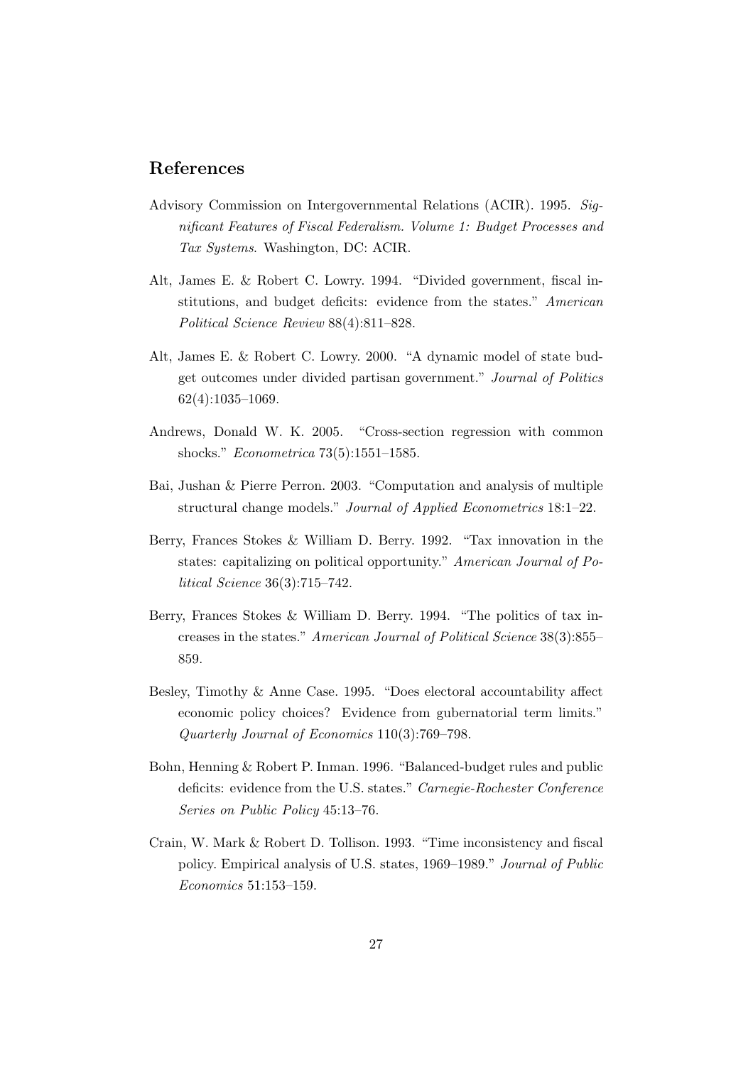## References

Advisory Commission on Intergovernmental Relations (ACIR). 1995. *Significant Features of Fiscal Federalism. Volume 1: Budget Processes and Tax Systems*. Washington, DC: ACIR.

Alt, James E. & Robert C. Lowry. 1994. "Divided government, fiscal institutions, and budget deficits: evidence from the states." *American Political Science Review* 88(4):811–828.

Alt, James E. & Robert C. Lowry. 2000. "A dynamic model of state budget outcomes under divided partisan government." *Journal of Politics* 62(4):1035–1069.

Andrews, Donald W. K. 2005. "Cross-section regression with common shocks." *Econometrica* 73(5):1551–1585.

Bai, Jushan & Pierre Perron. 2003. "Computation and analysis of multiple structural change models." *Journal of Applied Econometrics* 18:1–22.

Berry, Frances Stokes & William D. Berry. 1992. "Tax innovation in the states: capitalizing on political opportunity." *American Journal of Political Science* 36(3):715–742.

Berry, Frances Stokes & William D. Berry. 1994. "The politics of tax increases in the states." *American Journal of Political Science* 38(3):855–859.

Besley, Timothy & Anne Case. 1995. "Does electoral accountability affect economic policy choices? Evidence from gubernatorial term limits." *Quarterly Journal of Economics* 110(3):769–798.

Bohn, Henning & Robert P. Inman. 1996. "Balanced-budget rules and public deficits: evidence from the U.S. states." *Carnegie-Rochester Conference Series on Public Policy* 45:13–76.

Crain, W. Mark & Robert D. Tollison. 1993. "Time inconsistency and fiscal policy. Empirical analysis of U.S. states, 1969–1989." *Journal of Public Economics* 51:153–159.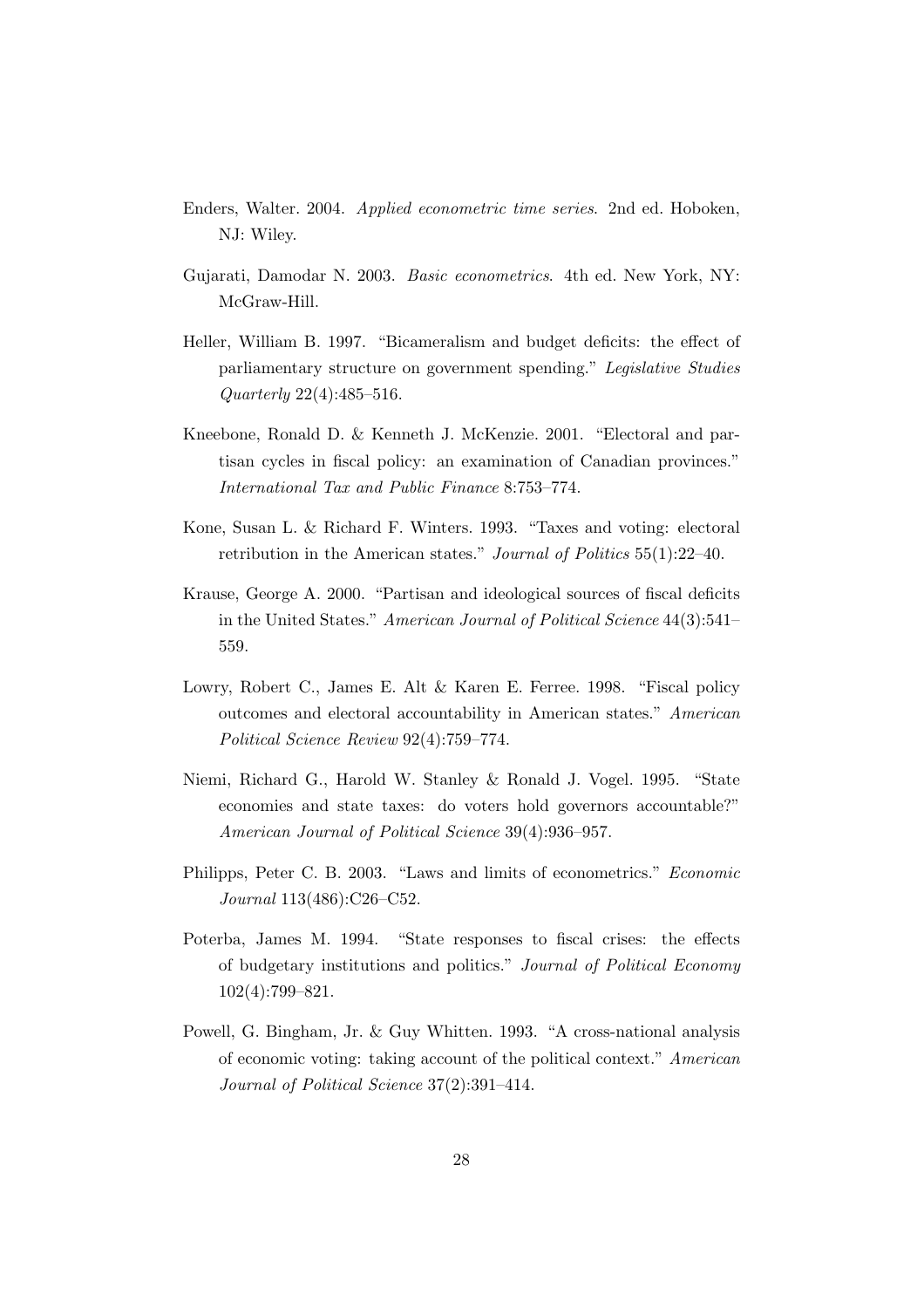Enders, Walter. 2004. *Applied econometric time series*. 2nd ed. Hoboken, NJ: Wiley.

Gujarati, Damodar N. 2003. *Basic econometrics*. 4th ed. New York, NY: McGraw-Hill.

Heller, William B. 1997. "Bicameralism and budget deficits: the effect of parliamentary structure on government spending." *Legislative Studies Quarterly* 22(4):485–516.

Kneebone, Ronald D. & Kenneth J. McKenzie. 2001. "Electoral and partisan cycles in fiscal policy: an examination of Canadian provinces." *International Tax and Public Finance* 8:753–774.

Kone, Susan L. & Richard F. Winters. 1993. "Taxes and voting: electoral retribution in the American states." *Journal of Politics* 55(1):22–40.

Krause, George A. 2000. "Partisan and ideological sources of fiscal deficits in the United States." *American Journal of Political Science* 44(3):541–559.

Lowry, Robert C., James E. Alt & Karen E. Ferree. 1998. "Fiscal policy outcomes and electoral accountability in American states." *American Political Science Review* 92(4):759–774.

Niemi, Richard G., Harold W. Stanley & Ronald J. Vogel. 1995. "State economies and state taxes: do voters hold governors accountable?" *American Journal of Political Science* 39(4):936–957.

Philipps, Peter C. B. 2003. "Laws and limits of econometrics." *Economic Journal* 113(486):C26–C52.

Poterba, James M. 1994. "State responses to fiscal crises: the effects of budgetary institutions and politics." *Journal of Political Economy* 102(4):799–821.

Powell, G. Bingham, Jr. & Guy Whitten. 1993. "A cross-national analysis of economic voting: taking account of the political context." *American Journal of Political Science* 37(2):391–414.